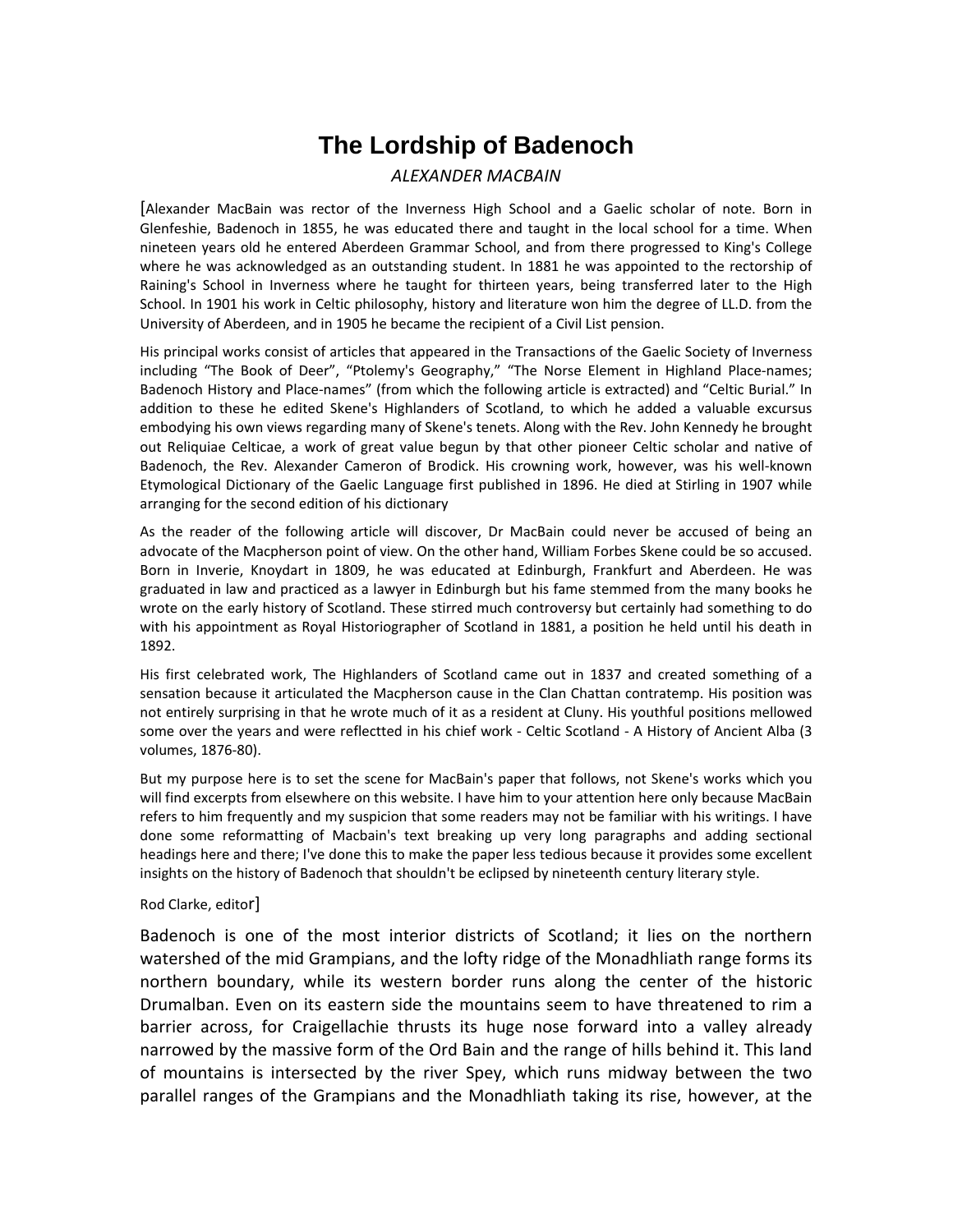# The Lordship of Badenoch

*ALEXANDER MACBAIN*

[Alexander MacBain was rector of the Inverness High School and a Gaelic scholar of note. Born in Glenfeshie, Badenoch in 1855, he was educated there and taught in the local school for a time. When nineteen years old he entered Aberdeen Grammar School, and from there progressed to King's College where he was acknowledged as an outstanding student. In 1881 he was appointed to the rectorship of Raining's School in Inverness where he taught for thirteen years, being transferred later to the High School. In 1901 his work in Celtic philosophy, history and literature won him the degree of LL.D. from the University of Aberdeen, and in 1905 he became the recipient of a Civil List pension.

His principal works consist of articles that appeared in the Transactions of the Gaelic Society of Inverness including "The Book of Deer", "Ptolemy's Geography," "The Norse Element in Highland Place-names; Badenoch History and Place-names" (from which the following article is extracted) and "Celtic Burial." In addition to these he edited Skene's Highlanders of Scotland, to which he added a valuable excursus embodying his own views regarding many of Skene's tenets. Along with the Rev. John Kennedy he brought out Reliquiae Celticae, a work of great value begun by that other pioneer Celtic scholar and native of Badenoch, the Rev. Alexander Cameron of Brodick. His crowning work, however, was his well-known Etymological Dictionary of the Gaelic Language first published in 1896. He died at Stirling in 1907 while arranging for the second edition of his dictionary

As the reader of the following article will discover, Dr MacBain could never be accused of being an advocate of the Macpherson point of view. On the other hand, William Forbes Skene could be so accused. Born in Inverie, Knoydart in 1809, he was educated at Edinburgh, Frankfurt and Aberdeen. He was graduated in law and practiced as a lawyer in Edinburgh but his fame stemmed from the many books he wrote on the early history of Scotland. These stirred much controversy but certainly had something to do with his appointment as Royal Historiographer of Scotland in 1881, a position he held until his death in 1892.

His first celebrated work, The Highlanders of Scotland came out in 1837 and created something of a sensation because it articulated the Macpherson cause in the Clan Chattan contratemp. His position was not entirely surprising in that he wrote much of it as a resident at Cluny. His youthful positions mellowed some over the years and were reflectted in his chief work - Celtic Scotland - A History of Ancient Alba (3 volumes, 1876-80).

But my purpose here is to set the scene for MacBain's paper that follows, not Skene's works which you will find excerpts from elsewhere on this website. I have him to your attention here only because MacBain refers to him frequently and my suspicion that some readers may not be familiar with his writings. I have done some reformatting of Macbain's text breaking up very long paragraphs and adding sectional headings here and there; I've done this to make the paper less tedious because it provides some excellent insights on the history of Badenoch that shouldn't be eclipsed by nineteenth century literary style.

Rod Clarke, editor]

Badenoch is one of the most interior districts of Scotland; it lies on the northern watershed of the mid Grampians, and the lofty ridge of the Monadhliath range forms its northern boundary, while its western border runs along the center of the historic Drumalban. Even on its eastern side the mountains seem to have threatened to rim a barrier across, for Craigellachie thrusts its huge nose forward into a valley already narrowed by the massive form of the Ord Bain and the range of hills behind it. This land of mountains is intersected by the river Spey, which runs midway between the two parallel ranges of the Grampians and the Monadhliath taking its rise, however, at the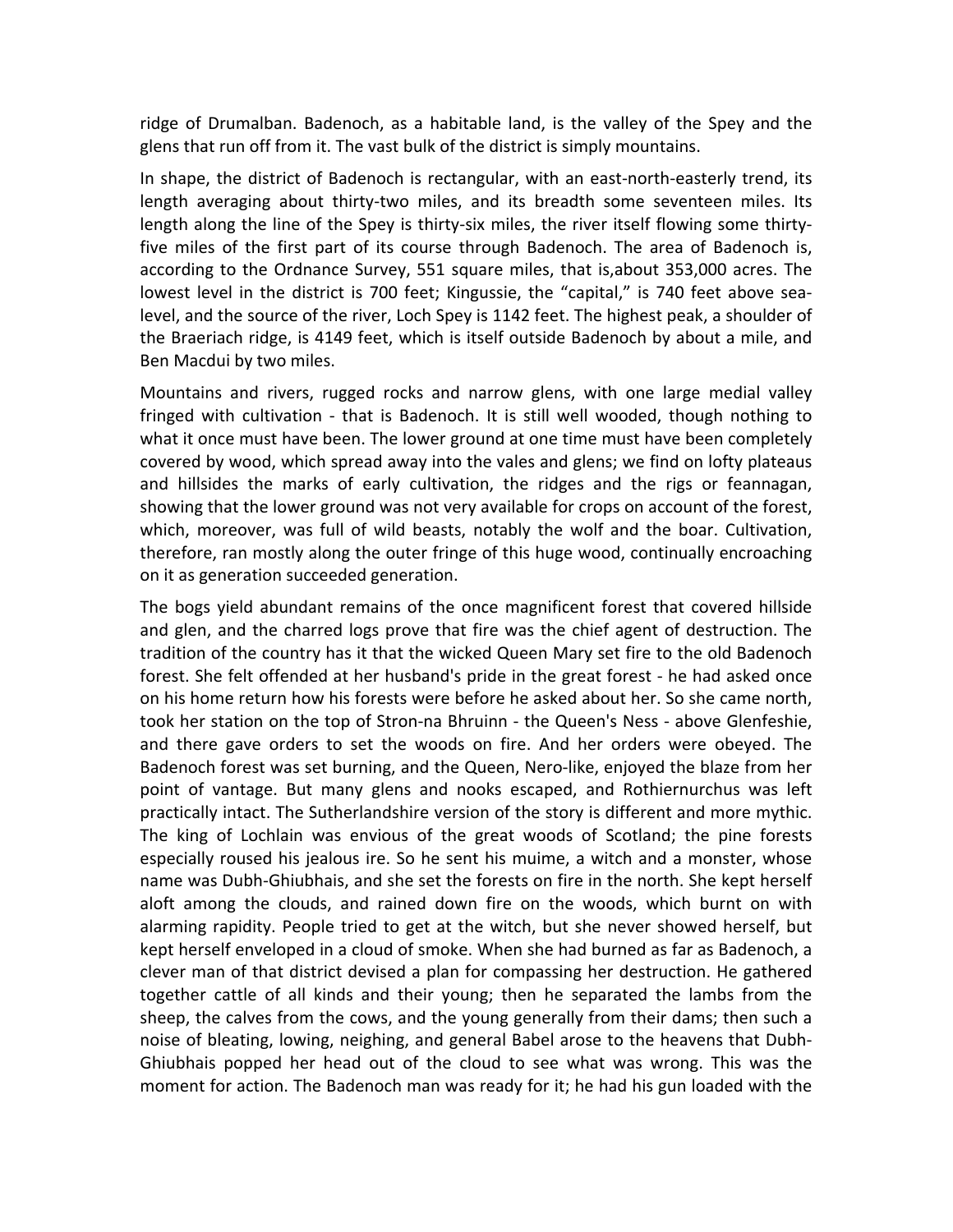ridge of Drumalban. Badenoch, as a habitable land, is the valley of the Spey and the glens that run off from it. The vast bulk of the district is simply mountains.

In shape, the district of Badenoch is rectangular, with an east-north-easterly trend, its length averaging about thirty-two miles, and its breadth some seventeen miles. Its length along the line of the Spey is thirty-six miles, the river itself flowing some thirty-five miles of the first part of its course through Badenoch. The area of Badenoch is, according to the Ordnance Survey, 551 square miles, that is,about 353,000 acres. The lowest level in the district is 700 feet; Kingussie, the "capital," is 740 feet above sea-level, and the source of the river, Loch Spey is 1142 feet. The highest peak, a shoulder of the Braeriach ridge, is 4149 feet, which is itself outside Badenoch by about a mile, and Ben Macdui by two miles.

Mountains and rivers, rugged rocks and narrow glens, with one large medial valley fringed with cultivation - that is Badenoch. It is still well wooded, though nothing to what it once must have been. The lower ground at one time must have been completely covered by wood, which spread away into the vales and glens; we find on lofty plateaus and hillsides the marks of early cultivation, the ridges and the rigs or feannagan, showing that the lower ground was not very available for crops on account of the forest, which, moreover, was full of wild beasts, notably the wolf and the boar. Cultivation, therefore, ran mostly along the outer fringe of this huge wood, continually encroaching on it as generation succeeded generation.

The bogs yield abundant remains of the once magnificent forest that covered hillside and glen, and the charred logs prove that fire was the chief agent of destruction. The tradition of the country has it that the wicked Queen Mary set fire to the old Badenoch forest. She felt offended at her husband's pride in the great forest - he had asked once on his home return how his forests were before he asked about her. So she came north, took her station on the top of Stron-na Bhruinn - the Queen's Ness - above Glenfeshie, and there gave orders to set the woods on fire. And her orders were obeyed. The Badenoch forest was set burning, and the Queen, Nero-like, enjoyed the blaze from her point of vantage. But many glens and nooks escaped, and Rothiernurchus was left practically intact. The Sutherlandshire version of the story is different and more mythic. The king of Lochlain was envious of the great woods of Scotland; the pine forests especially roused his jealous ire. So he sent his muime, a witch and a monster, whose name was Dubh-Ghiubhais, and she set the forests on fire in the north. She kept herself aloft among the clouds, and rained down fire on the woods, which burnt on with alarming rapidity. People tried to get at the witch, but she never showed herself, but kept herself enveloped in a cloud of smoke. When she had burned as far as Badenoch, a clever man of that district devised a plan for compassing her destruction. He gathered together cattle of all kinds and their young; then he separated the lambs from the sheep, the calves from the cows, and the young generally from their dams; then such a noise of bleating, lowing, neighing, and general Babel arose to the heavens that Dubh-Ghiubhais popped her head out of the cloud to see what was wrong. This was the moment for action. The Badenoch man was ready for it; he had his gun loaded with the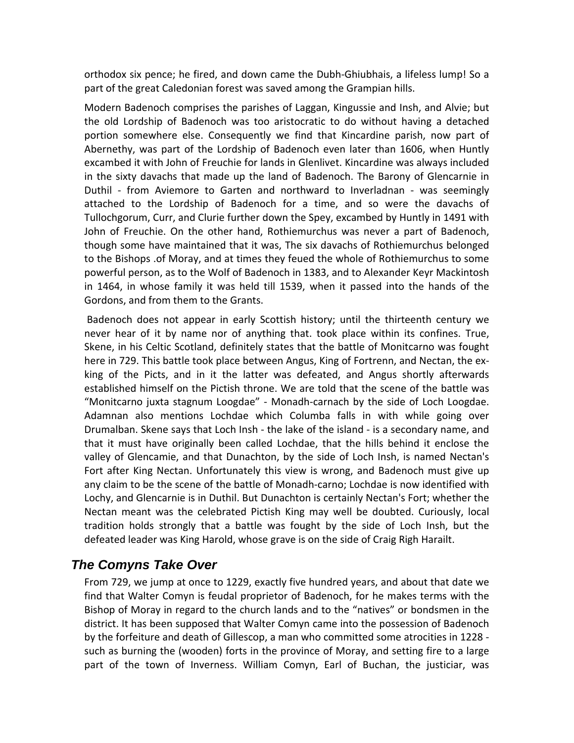orthodox six pence; he fired, and down came the Dubh-Ghiubhais, a lifeless lump! So a part of the great Caledonian forest was saved among the Grampian hills.

Modern Badenoch comprises the parishes of Laggan, Kingussie and Insh, and Alvie; but the old Lordship of Badenoch was too aristocratic to do without having a detached portion somewhere else. Consequently we find that Kincardine parish, now part of Abernethy, was part of the Lordship of Badenoch even later than 1606, when Huntly excambed it with John of Freuchie for lands in Glenlivet. Kincardine was always included in the sixty davachs that made up the land of Badenoch. The Barony of Glencarnie in Duthil - from Aviemore to Garten and northward to Inverladnan - was seemingly attached to the Lordship of Badenoch for a time, and so were the davachs of Tullochgorum, Curr, and Clurie further down the Spey, excambed by Huntly in 1491 with John of Freuchie. On the other hand, Rothiemurchus was never a part of Badenoch, though some have maintained that it was, The six davachs of Rothiemurchus belonged to the Bishops .of Moray, and at times they feued the whole of Rothiemurchus to some powerful person, as to the Wolf of Badenoch in 1383, and to Alexander Keyr Mackintosh in 1464, in whose family it was held till 1539, when it passed into the hands of the Gordons, and from them to the Grants.

Badenoch does not appear in early Scottish history; until the thirteenth century we never hear of it by name nor of anything that. took place within its confines. True, Skene, in his Celtic Scotland, definitely states that the battle of Monitcarno was fought here in 729. This battle took place between Angus, King of Fortrenn, and Nectan, the ex-king of the Picts, and in it the latter was defeated, and Angus shortly afterwards established himself on the Pictish throne. We are told that the scene of the battle was "Monitcarno juxta stagnum Loogdae" - Monadh-carnach by the side of Loch Loogdae. Adamnan also mentions Lochdae which Columba falls in with while going over Drumalban. Skene says that Loch Insh - the lake of the island - is a secondary name, and that it must have originally been called Lochdae, that the hills behind it enclose the valley of Glencamie, and that Dunachton, by the side of Loch Insh, is named Nectan's Fort after King Nectan. Unfortunately this view is wrong, and Badenoch must give up any claim to be the scene of the battle of Monadh-carno; Lochdae is now identified with Lochy, and Glencarnie is in Duthil. But Dunachton is certainly Nectan's Fort; whether the Nectan meant was the celebrated Pictish King may well be doubted. Curiously, local tradition holds strongly that a battle was fought by the side of Loch Insh, but the defeated leader was King Harold, whose grave is on the side of Craig Righ Harailt.

## *The Comyns Take Over*

From 729, we jump at once to 1229, exactly five hundred years, and about that date we find that Walter Comyn is feudal proprietor of Badenoch, for he makes terms with the Bishop of Moray in regard to the church lands and to the "natives" or bondsmen in the district. It has been supposed that Walter Comyn came into the possession of Badenoch by the forfeiture and death of Gillescop, a man who committed some atrocities in 1228 - such as burning the (wooden) forts in the province of Moray, and setting fire to a large part of the town of Inverness. William Comyn, Earl of Buchan, the justiciar, was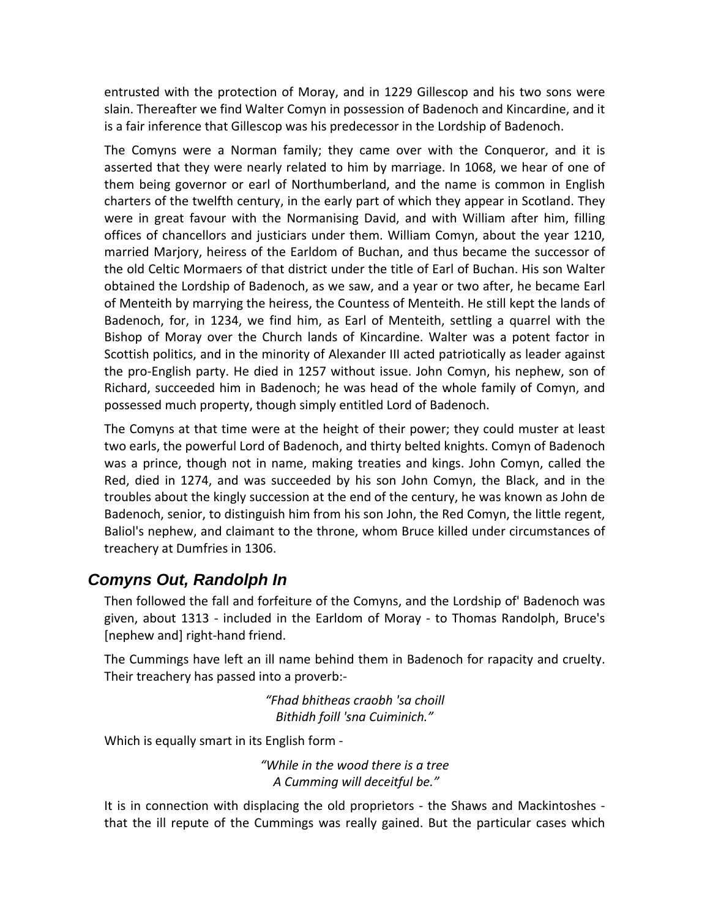entrusted with the protection of Moray, and in 1229 Gillescop and his two sons were slain. Thereafter we find Walter Comyn in possession of Badenoch and Kincardine, and it is a fair inference that Gillescop was his predecessor in the Lordship of Badenoch.

The Comyns were a Norman family; they came over with the Conqueror, and it is asserted that they were nearly related to him by marriage. In 1068, we hear of one of them being governor or earl of Northumberland, and the name is common in English charters of the twelfth century, in the early part of which they appear in Scotland. They were in great favour with the Normanising David, and with William after him, filling offices of chancellors and justiciars under them. William Comyn, about the year 1210, married Marjory, heiress of the Earldom of Buchan, and thus became the successor of the old Celtic Mormaers of that district under the title of Earl of Buchan. His son Walter obtained the Lordship of Badenoch, as we saw, and a year or two after, he became Earl of Menteith by marrying the heiress, the Countess of Menteith. He still kept the lands of Badenoch, for, in 1234, we find him, as Earl of Menteith, settling a quarrel with the Bishop of Moray over the Church lands of Kincardine. Walter was a potent factor in Scottish politics, and in the minority of Alexander III acted patriotically as leader against the pro-English party. He died in 1257 without issue. John Comyn, his nephew, son of Richard, succeeded him in Badenoch; he was head of the whole family of Comyn, and possessed much property, though simply entitled Lord of Badenoch.

The Comyns at that time were at the height of their power; they could muster at least two earls, the powerful Lord of Badenoch, and thirty belted knights. Comyn of Badenoch was a prince, though not in name, making treaties and kings. John Comyn, called the Red, died in 1274, and was succeeded by his son John Comyn, the Black, and in the troubles about the kingly succession at the end of the century, he was known as John de Badenoch, senior, to distinguish him from his son John, the Red Comyn, the little regent, Baliol's nephew, and claimant to the throne, whom Bruce killed under circumstances of treachery at Dumfries in 1306.

## Comyns Out, Randolph In

Then followed the fall and forfeiture of the Comyns, and the Lordship of' Badenoch was given, about 1313 - included in the Earldom of Moray - to Thomas Randolph, Bruce's [nephew and] right-hand friend.

The Cummings have left an ill name behind them in Badenoch for rapacity and cruelty. Their treachery has passed into a proverb:-

*"Fhad bhitheas craobh 'sa choill*
*Bithidh foill 'sna Cuiminich."*

Which is equally smart in its English form -

*"While in the wood there is a tree*
*A Cumming will deceitful be."*

It is in connection with displacing the old proprietors - the Shaws and Mackintoshes - that the ill repute of the Cummings was really gained. But the particular cases which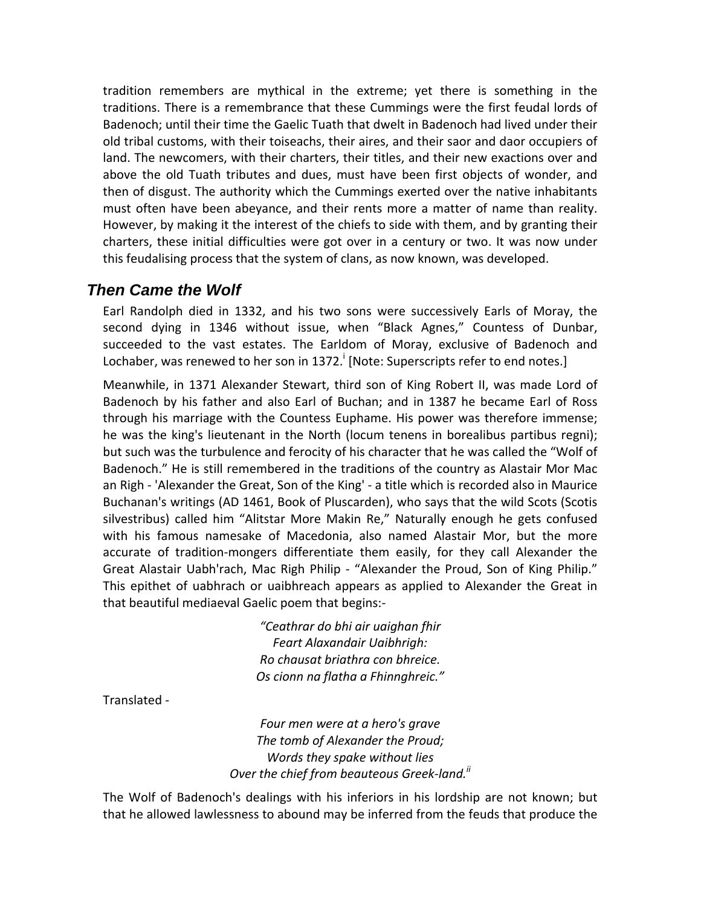tradition remembers are mythical in the extreme; yet there is something in the traditions. There is a remembrance that these Cummings were the first feudal lords of Badenoch; until their time the Gaelic Tuath that dwelt in Badenoch had lived under their old tribal customs, with their toiseachs, their aires, and their saor and daor occupiers of land. The newcomers, with their charters, their titles, and their new exactions over and above the old Tuath tributes and dues, must have been first objects of wonder, and then of disgust. The authority which the Cummings exerted over the native inhabitants must often have been abeyance, and their rents more a matter of name than reality. However, by making it the interest of the chiefs to side with them, and by granting their charters, these initial difficulties were got over in a century or two. It was now under this feudalising process that the system of clans, as now known, was developed.

## *Then Came the Wolf*

Earl Randolph died in 1332, and his two sons were successively Earls of Moray, the second dying in 1346 without issue, when "Black Agnes," Countess of Dunbar, succeeded to the vast estates. The Earldom of Moray, exclusive of Badenoch and Lochaber, was renewed to her son in 1372.[i] [Note: Superscripts refer to end notes.]

Meanwhile, in 1371 Alexander Stewart, third son of King Robert II, was made Lord of Badenoch by his father and also Earl of Buchan; and in 1387 he became Earl of Ross through his marriage with the Countess Euphame. His power was therefore immense; he was the king's lieutenant in the North (locum tenens in borealibus partibus regni); but such was the turbulence and ferocity of his character that he was called the "Wolf of Badenoch." He is still remembered in the traditions of the country as Alastair Mor Mac an Righ - 'Alexander the Great, Son of the King' - a title which is recorded also in Maurice Buchanan's writings (AD 1461, Book of Pluscarden), who says that the wild Scots (Scotis silvestribus) called him "Alitstar More Makin Re," Naturally enough he gets confused with his famous namesake of Macedonia, also named Alastair Mor, but the more accurate of tradition-mongers differentiate them easily, for they call Alexander the Great Alastair Uabh'rach, Mac Righ Philip - "Alexander the Proud, Son of King Philip." This epithet of uabhrach or uaibhreach appears as applied to Alexander the Great in that beautiful mediaeval Gaelic poem that begins:-

*"Ceathrar do bhi air uaighan fhir*
*Feart Alaxandair Uaibhrigh:*
*Ro chausat briathra con bhreice.*
*Os cionn na flatha a Fhinnghreic."*

Translated -

*Four men were at a hero's grave*
*The tomb of Alexander the Proud;*
*Words they spake without lies*
*Over the chief from beauteous Greek-land.*[ii]

The Wolf of Badenoch's dealings with his inferiors in his lordship are not known; but that he allowed lawlessness to abound may be inferred from the feuds that produce the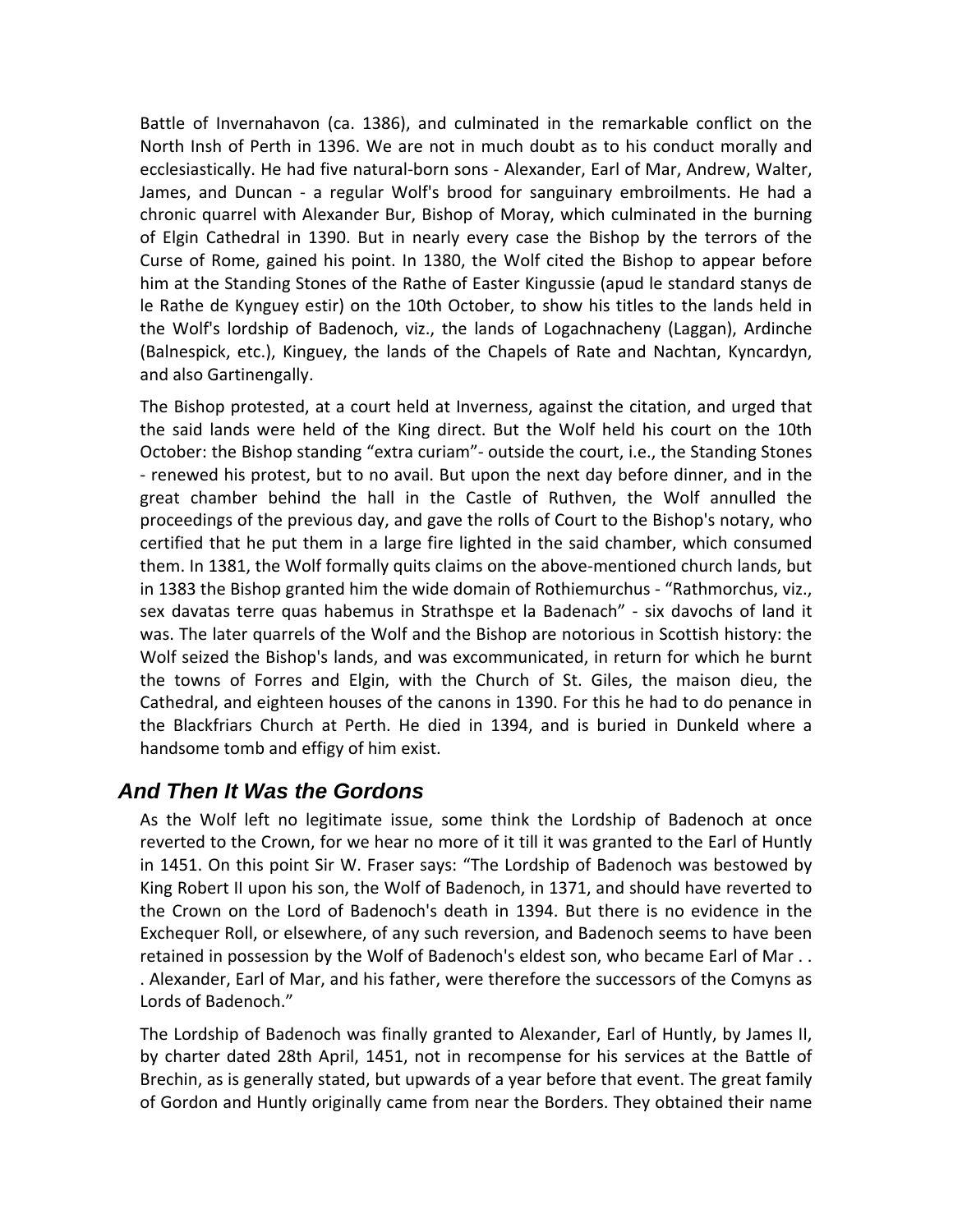Battle of Invernahavon (ca. 1386), and culminated in the remarkable conflict on the North Insh of Perth in 1396. We are not in much doubt as to his conduct morally and ecclesiastically. He had five natural-born sons - Alexander, Earl of Mar, Andrew, Walter, James, and Duncan - a regular Wolf's brood for sanguinary embroilments. He had a chronic quarrel with Alexander Bur, Bishop of Moray, which culminated in the burning of Elgin Cathedral in 1390. But in nearly every case the Bishop by the terrors of the Curse of Rome, gained his point. In 1380, the Wolf cited the Bishop to appear before him at the Standing Stones of the Rathe of Easter Kingussie (apud le standard stanys de le Rathe de Kynguey estir) on the 10th October, to show his titles to the lands held in the Wolf's lordship of Badenoch, viz., the lands of Logachnacheny (Laggan), Ardinche (Balnespick, etc.), Kinguey, the lands of the Chapels of Rate and Nachtan, Kyncardyn, and also Gartinengally.

The Bishop protested, at a court held at Inverness, against the citation, and urged that the said lands were held of the King direct. But the Wolf held his court on the 10th October: the Bishop standing "extra curiam"- outside the court, i.e., the Standing Stones - renewed his protest, but to no avail. But upon the next day before dinner, and in the great chamber behind the hall in the Castle of Ruthven, the Wolf annulled the proceedings of the previous day, and gave the rolls of Court to the Bishop's notary, who certified that he put them in a large fire lighted in the said chamber, which consumed them. In 1381, the Wolf formally quits claims on the above-mentioned church lands, but in 1383 the Bishop granted him the wide domain of Rothiemurchus - "Rathmorchus, viz., sex davatas terre quas habemus in Strathspe et la Badenach" - six davochs of land it was. The later quarrels of the Wolf and the Bishop are notorious in Scottish history: the Wolf seized the Bishop's lands, and was excommunicated, in return for which he burnt the towns of Forres and Elgin, with the Church of St. Giles, the maison dieu, the Cathedral, and eighteen houses of the canons in 1390. For this he had to do penance in the Blackfriars Church at Perth. He died in 1394, and is buried in Dunkeld where a handsome tomb and effigy of him exist.

## *And Then It Was the Gordons*

As the Wolf left no legitimate issue, some think the Lordship of Badenoch at once reverted to the Crown, for we hear no more of it till it was granted to the Earl of Huntly in 1451. On this point Sir W. Fraser says: "The Lordship of Badenoch was bestowed by King Robert II upon his son, the Wolf of Badenoch, in 1371, and should have reverted to the Crown on the Lord of Badenoch's death in 1394. But there is no evidence in the Exchequer Roll, or elsewhere, of any such reversion, and Badenoch seems to have been retained in possession by the Wolf of Badenoch's eldest son, who became Earl of Mar . . . Alexander, Earl of Mar, and his father, were therefore the successors of the Comyns as Lords of Badenoch."

The Lordship of Badenoch was finally granted to Alexander, Earl of Huntly, by James II, by charter dated 28th April, 1451, not in recompense for his services at the Battle of Brechin, as is generally stated, but upwards of a year before that event. The great family of Gordon and Huntly originally came from near the Borders. They obtained their name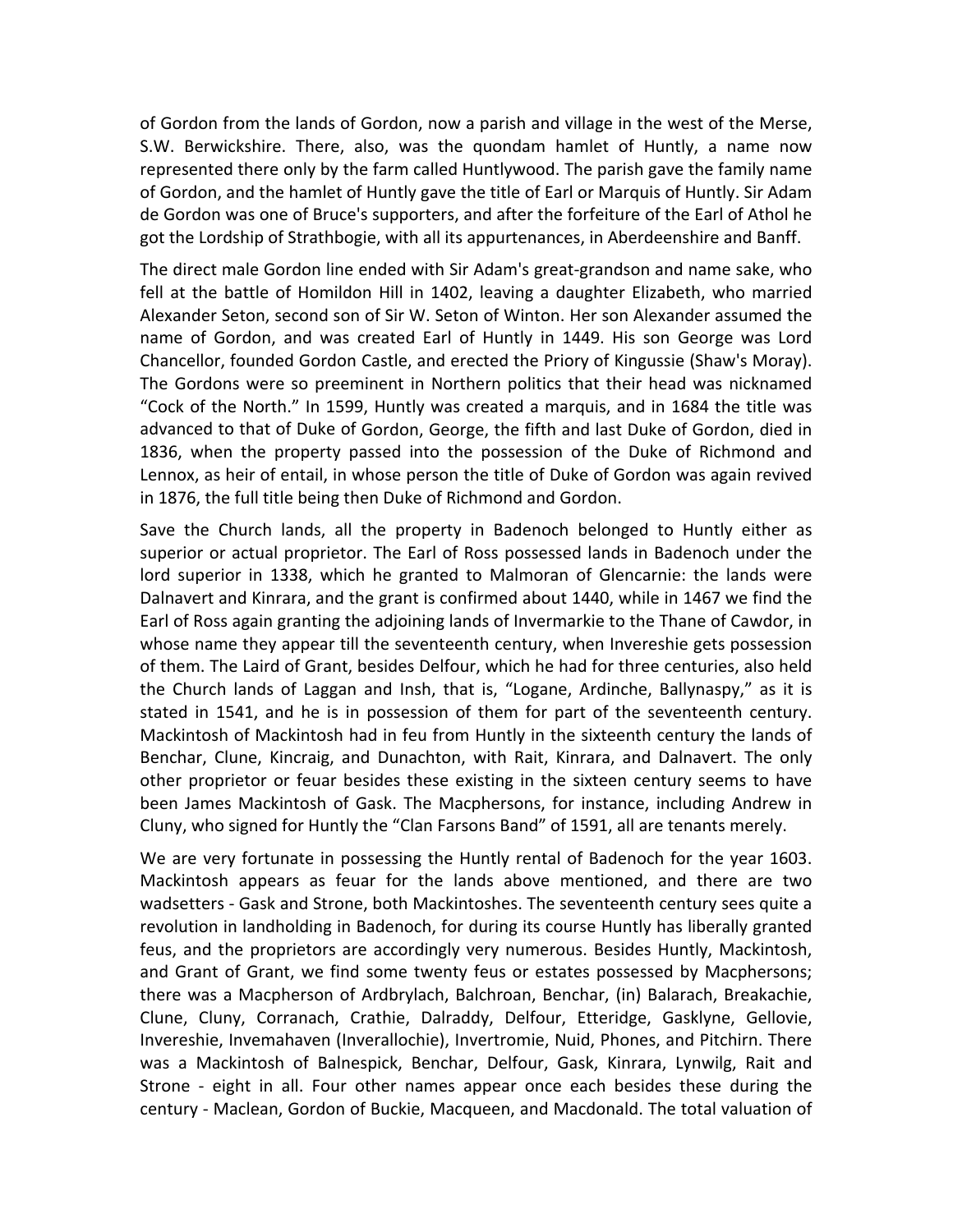of Gordon from the lands of Gordon, now a parish and village in the west of the Merse, S.W. Berwickshire. There, also, was the quondam hamlet of Huntly, a name now represented there only by the farm called Huntlywood. The parish gave the family name of Gordon, and the hamlet of Huntly gave the title of Earl or Marquis of Huntly. Sir Adam de Gordon was one of Bruce's supporters, and after the forfeiture of the Earl of Athol he got the Lordship of Strathbogie, with all its appurtenances, in Aberdeenshire and Banff.

The direct male Gordon line ended with Sir Adam's great-grandson and name sake, who fell at the battle of Homildon Hill in 1402, leaving a daughter Elizabeth, who married Alexander Seton, second son of Sir W. Seton of Winton. Her son Alexander assumed the name of Gordon, and was created Earl of Huntly in 1449. His son George was Lord Chancellor, founded Gordon Castle, and erected the Priory of Kingussie (Shaw's Moray). The Gordons were so preeminent in Northern politics that their head was nicknamed "Cock of the North." In 1599, Huntly was created a marquis, and in 1684 the title was advanced to that of Duke of Gordon, George, the fifth and last Duke of Gordon, died in 1836, when the property passed into the possession of the Duke of Richmond and Lennox, as heir of entail, in whose person the title of Duke of Gordon was again revived in 1876, the full title being then Duke of Richmond and Gordon.

Save the Church lands, all the property in Badenoch belonged to Huntly either as superior or actual proprietor. The Earl of Ross possessed lands in Badenoch under the lord superior in 1338, which he granted to Malmoran of Glencarnie: the lands were Dalnavert and Kinrara, and the grant is confirmed about 1440, while in 1467 we find the Earl of Ross again granting the adjoining lands of Invermarkie to the Thane of Cawdor, in whose name they appear till the seventeenth century, when Invereshie gets possession of them. The Laird of Grant, besides Delfour, which he had for three centuries, also held the Church lands of Laggan and Insh, that is, "Logane, Ardinche, Ballynaspy," as it is stated in 1541, and he is in possession of them for part of the seventeenth century. Mackintosh of Mackintosh had in feu from Huntly in the sixteenth century the lands of Benchar, Clune, Kincraig, and Dunachton, with Rait, Kinrara, and Dalnavert. The only other proprietor or feuar besides these existing in the sixteen century seems to have been James Mackintosh of Gask. The Macphersons, for instance, including Andrew in Cluny, who signed for Huntly the "Clan Farsons Band" of 1591, all are tenants merely.

We are very fortunate in possessing the Huntly rental of Badenoch for the year 1603. Mackintosh appears as feuar for the lands above mentioned, and there are two wadsetters - Gask and Strone, both Mackintoshes. The seventeenth century sees quite a revolution in landholding in Badenoch, for during its course Huntly has liberally granted feus, and the proprietors are accordingly very numerous. Besides Huntly, Mackintosh, and Grant of Grant, we find some twenty feus or estates possessed by Macphersons; there was a Macpherson of Ardbrylach, Balchroan, Benchar, (in) Balarach, Breakachie, Clune, Cluny, Corranach, Crathie, Dalraddy, Delfour, Etteridge, Gasklyne, Gellovie, Invereshie, Invemahaven (Inverallochie), Invertromie, Nuid, Phones, and Pitchirn. There was a Mackintosh of Balnespick, Benchar, Delfour, Gask, Kinrara, Lynwilg, Rait and Strone - eight in all. Four other names appear once each besides these during the century - Maclean, Gordon of Buckie, Macqueen, and Macdonald. The total valuation of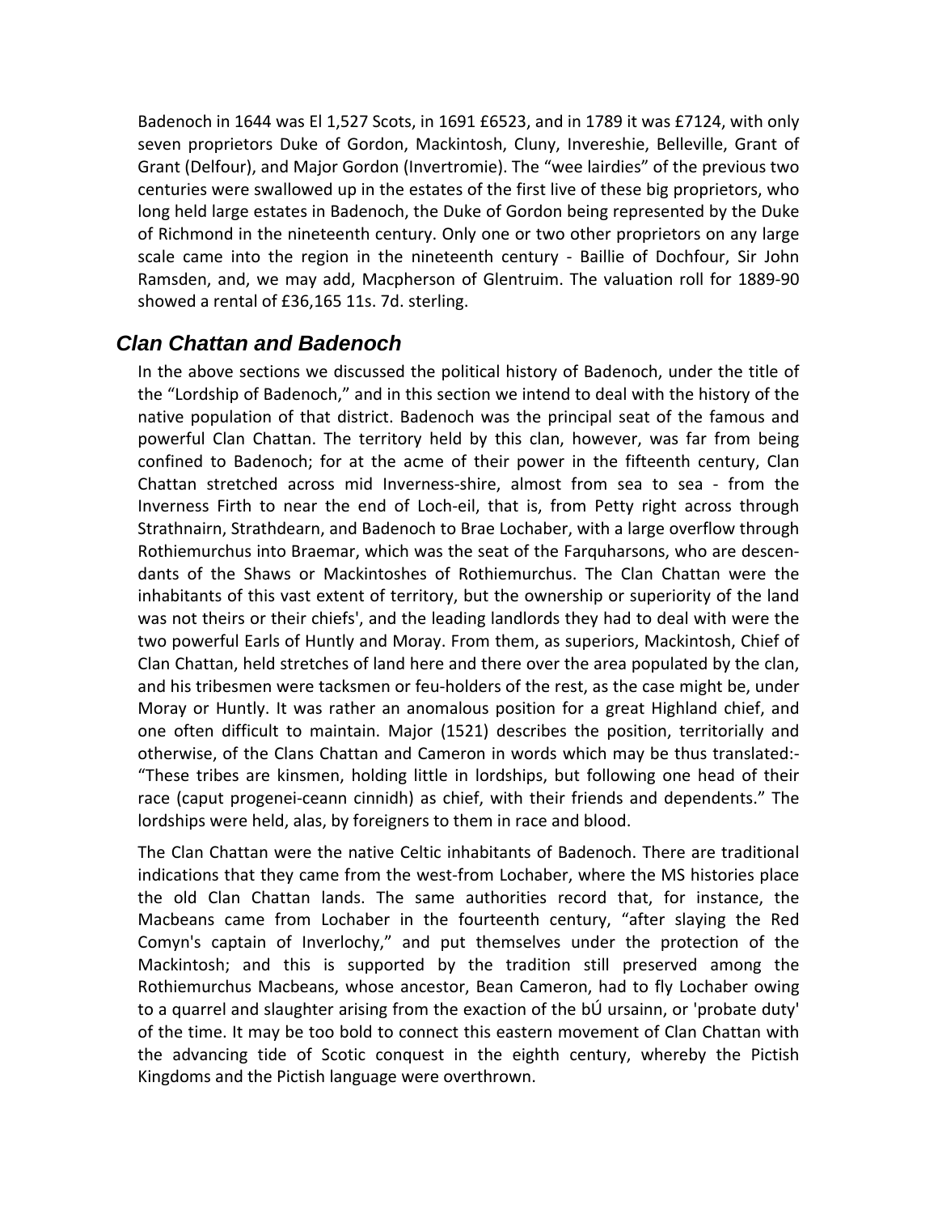Badenoch in 1644 was El 1,527 Scots, in 1691 £6523, and in 1789 it was £7124, with only seven proprietors Duke of Gordon, Mackintosh, Cluny, Invereshie, Belleville, Grant of Grant (Delfour), and Major Gordon (Invertromie). The "wee lairdies" of the previous two centuries were swallowed up in the estates of the first live of these big proprietors, who long held large estates in Badenoch, the Duke of Gordon being represented by the Duke of Richmond in the nineteenth century. Only one or two other proprietors on any large scale came into the region in the nineteenth century - Baillie of Dochfour, Sir John Ramsden, and, we may add, Macpherson of Glentruim. The valuation roll for 1889-90 showed a rental of £36,165 11s. 7d. sterling.

## Clan Chattan and Badenoch

In the above sections we discussed the political history of Badenoch, under the title of the "Lordship of Badenoch," and in this section we intend to deal with the history of the native population of that district. Badenoch was the principal seat of the famous and powerful Clan Chattan. The territory held by this clan, however, was far from being confined to Badenoch; for at the acme of their power in the fifteenth century, Clan Chattan stretched across mid Inverness-shire, almost from sea to sea - from the Inverness Firth to near the end of Loch-eil, that is, from Petty right across through Strathnairn, Strathdearn, and Badenoch to Brae Lochaber, with a large overflow through Rothiemurchus into Braemar, which was the seat of the Farquharsons, who are descendants of the Shaws or Mackintoshes of Rothiemurchus. The Clan Chattan were the inhabitants of this vast extent of territory, but the ownership or superiority of the land was not theirs or their chiefs', and the leading landlords they had to deal with were the two powerful Earls of Huntly and Moray. From them, as superiors, Mackintosh, Chief of Clan Chattan, held stretches of land here and there over the area populated by the clan, and his tribesmen were tacksmen or feu-holders of the rest, as the case might be, under Moray or Huntly. It was rather an anomalous position for a great Highland chief, and one often difficult to maintain. Major (1521) describes the position, territorially and otherwise, of the Clans Chattan and Cameron in words which may be thus translated:- "These tribes are kinsmen, holding little in lordships, but following one head of their race (caput progenei-ceann cinnidh) as chief, with their friends and dependents." The lordships were held, alas, by foreigners to them in race and blood.

The Clan Chattan were the native Celtic inhabitants of Badenoch. There are traditional indications that they came from the west-from Lochaber, where the MS histories place the old Clan Chattan lands. The same authorities record that, for instance, the Macbeans came from Lochaber in the fourteenth century, "after slaying the Red Comyn's captain of Inverlochy," and put themselves under the protection of the Mackintosh; and this is supported by the tradition still preserved among the Rothiemurchus Macbeans, whose ancestor, Bean Cameron, had to fly Lochaber owing to a quarrel and slaughter arising from the exaction of the bÚ ursainn, or 'probate duty' of the time. It may be too bold to connect this eastern movement of Clan Chattan with the advancing tide of Scotic conquest in the eighth century, whereby the Pictish Kingdoms and the Pictish language were overthrown.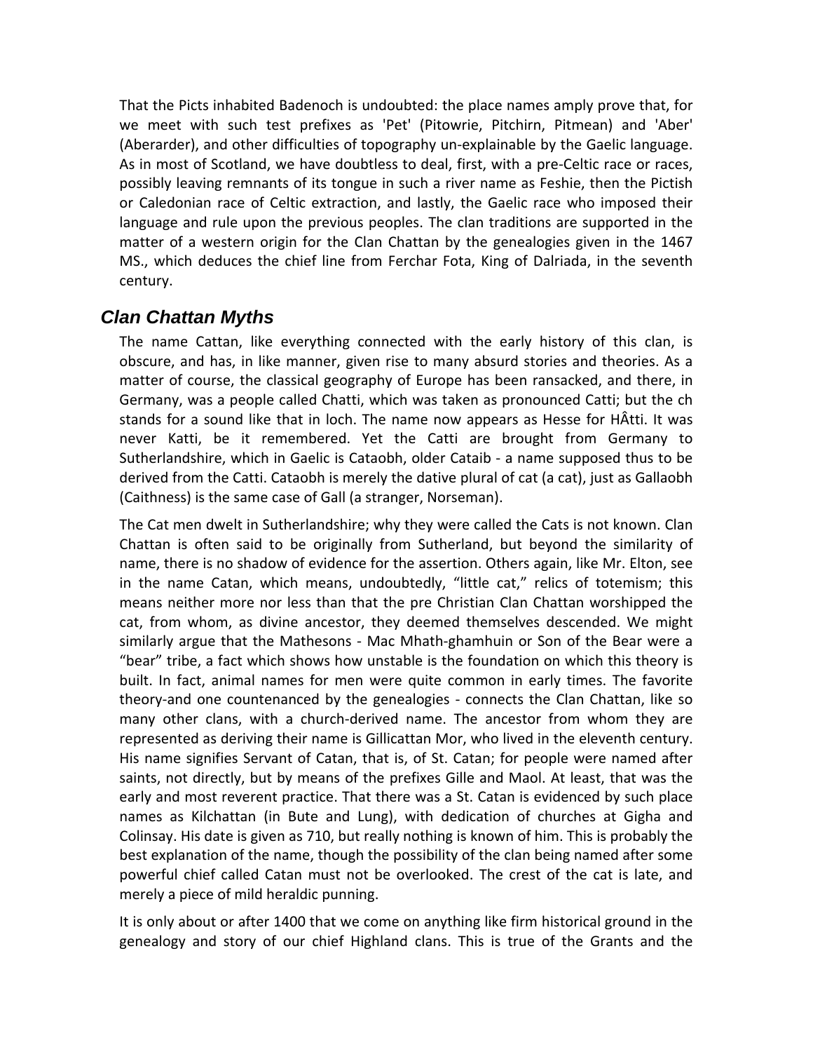That the Picts inhabited Badenoch is undoubted: the place names amply prove that, for we meet with such test prefixes as 'Pet' (Pitowrie, Pitchirn, Pitmean) and 'Aber' (Aberarder), and other difficulties of topography un-explainable by the Gaelic language. As in most of Scotland, we have doubtless to deal, first, with a pre-Celtic race or races, possibly leaving remnants of its tongue in such a river name as Feshie, then the Pictish or Caledonian race of Celtic extraction, and lastly, the Gaelic race who imposed their language and rule upon the previous peoples. The clan traditions are supported in the matter of a western origin for the Clan Chattan by the genealogies given in the 1467 MS., which deduces the chief line from Ferchar Fota, King of Dalriada, in the seventh century.

## Clan Chattan Myths

The name Cattan, like everything connected with the early history of this clan, is obscure, and has, in like manner, given rise to many absurd stories and theories. As a matter of course, the classical geography of Europe has been ransacked, and there, in Germany, was a people called Chatti, which was taken as pronounced Catti; but the ch stands for a sound like that in loch. The name now appears as Hesse for HÂtti. It was never Katti, be it remembered. Yet the Catti are brought from Germany to Sutherlandshire, which in Gaelic is Cataobh, older Cataib - a name supposed thus to be derived from the Catti. Cataobh is merely the dative plural of cat (a cat), just as Gallaobh (Caithness) is the same case of Gall (a stranger, Norseman).

The Cat men dwelt in Sutherlandshire; why they were called the Cats is not known. Clan Chattan is often said to be originally from Sutherland, but beyond the similarity of name, there is no shadow of evidence for the assertion. Others again, like Mr. Elton, see in the name Catan, which means, undoubtedly, “little cat,” relics of totemism; this means neither more nor less than that the pre Christian Clan Chattan worshipped the cat, from whom, as divine ancestor, they deemed themselves descended. We might similarly argue that the Mathesons - Mac Mhath-ghamhuin or Son of the Bear were a “bear” tribe, a fact which shows how unstable is the foundation on which this theory is built. In fact, animal names for men were quite common in early times. The favorite theory-and one countenanced by the genealogies - connects the Clan Chattan, like so many other clans, with a church-derived name. The ancestor from whom they are represented as deriving their name is Gillicattan Mor, who lived in the eleventh century. His name signifies Servant of Catan, that is, of St. Catan; for people were named after saints, not directly, but by means of the prefixes Gille and Maol. At least, that was the early and most reverent practice. That there was a St. Catan is evidenced by such place names as Kilchattan (in Bute and Lung), with dedication of churches at Gigha and Colinsay. His date is given as 710, but really nothing is known of him. This is probably the best explanation of the name, though the possibility of the clan being named after some powerful chief called Catan must not be overlooked. The crest of the cat is late, and merely a piece of mild heraldic punning.

It is only about or after 1400 that we come on anything like firm historical ground in the genealogy and story of our chief Highland clans. This is true of the Grants and the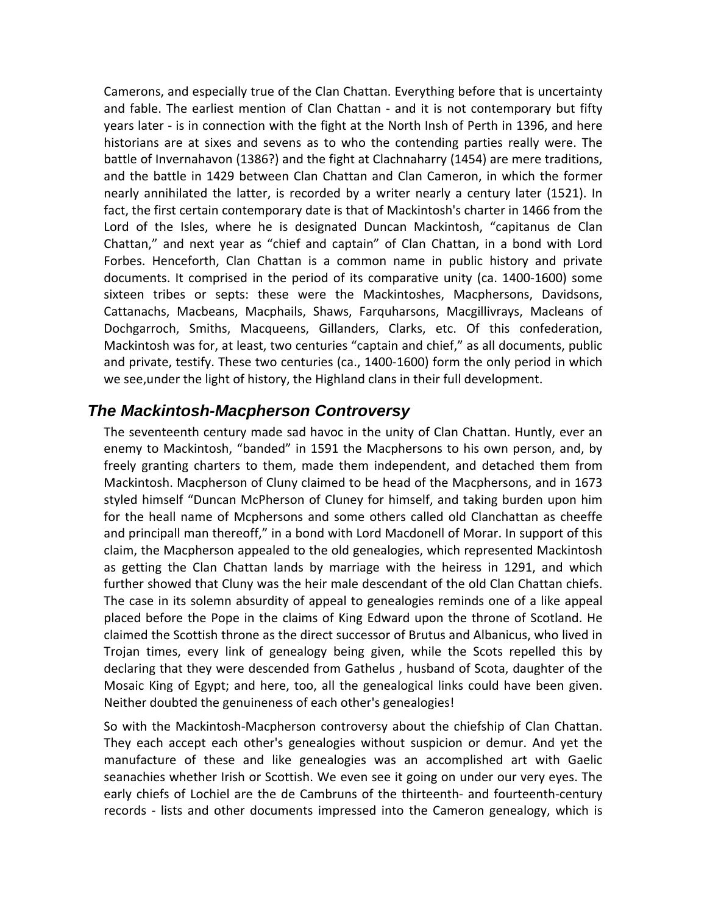Camerons, and especially true of the Clan Chattan. Everything before that is uncertainty and fable. The earliest mention of Clan Chattan - and it is not contemporary but fifty years later - is in connection with the fight at the North Insh of Perth in 1396, and here historians are at sixes and sevens as to who the contending parties really were. The battle of Invernahavon (1386?) and the fight at Clachnaharry (1454) are mere traditions, and the battle in 1429 between Clan Chattan and Clan Cameron, in which the former nearly annihilated the latter, is recorded by a writer nearly a century later (1521). In fact, the first certain contemporary date is that of Mackintosh's charter in 1466 from the Lord of the Isles, where he is designated Duncan Mackintosh, "capitanus de Clan Chattan," and next year as "chief and captain" of Clan Chattan, in a bond with Lord Forbes. Henceforth, Clan Chattan is a common name in public history and private documents. It comprised in the period of its comparative unity (ca. 1400-1600) some sixteen tribes or septs: these were the Mackintoshes, Macphersons, Davidsons, Cattanachs, Macbeans, Macphails, Shaws, Farquharsons, Macgillivrays, Macleans of Dochgarroch, Smiths, Macqueens, Gillanders, Clarks, etc. Of this confederation, Mackintosh was for, at least, two centuries "captain and chief," as all documents, public and private, testify. These two centuries (ca., 1400-1600) form the only period in which we see,under the light of history, the Highland clans in their full development.

## *The Mackintosh-Macpherson Controversy*

The seventeenth century made sad havoc in the unity of Clan Chattan. Huntly, ever an enemy to Mackintosh, "banded" in 1591 the Macphersons to his own person, and, by freely granting charters to them, made them independent, and detached them from Mackintosh. Macpherson of Cluny claimed to be head of the Macphersons, and in 1673 styled himself "Duncan McPherson of Cluney for himself, and taking burden upon him for the heall name of Mcphersons and some others called old Clanchattan as cheeffe and principall man thereoff," in a bond with Lord Macdonell of Morar. In support of this claim, the Macpherson appealed to the old genealogies, which represented Mackintosh as getting the Clan Chattan lands by marriage with the heiress in 1291, and which further showed that Cluny was the heir male descendant of the old Clan Chattan chiefs. The case in its solemn absurdity of appeal to genealogies reminds one of a like appeal placed before the Pope in the claims of King Edward upon the throne of Scotland. He claimed the Scottish throne as the direct successor of Brutus and Albanicus, who lived in Trojan times, every link of genealogy being given, while the Scots repelled this by declaring that they were descended from Gathelus , husband of Scota, daughter of the Mosaic King of Egypt; and here, too, all the genealogical links could have been given. Neither doubted the genuineness of each other's genealogies!

So with the Mackintosh-Macpherson controversy about the chiefship of Clan Chattan. They each accept each other's genealogies without suspicion or demur. And yet the manufacture of these and like genealogies was an accomplished art with Gaelic seanachies whether Irish or Scottish. We even see it going on under our very eyes. The early chiefs of Lochiel are the de Cambruns of the thirteenth- and fourteenth-century records - lists and other documents impressed into the Cameron genealogy, which is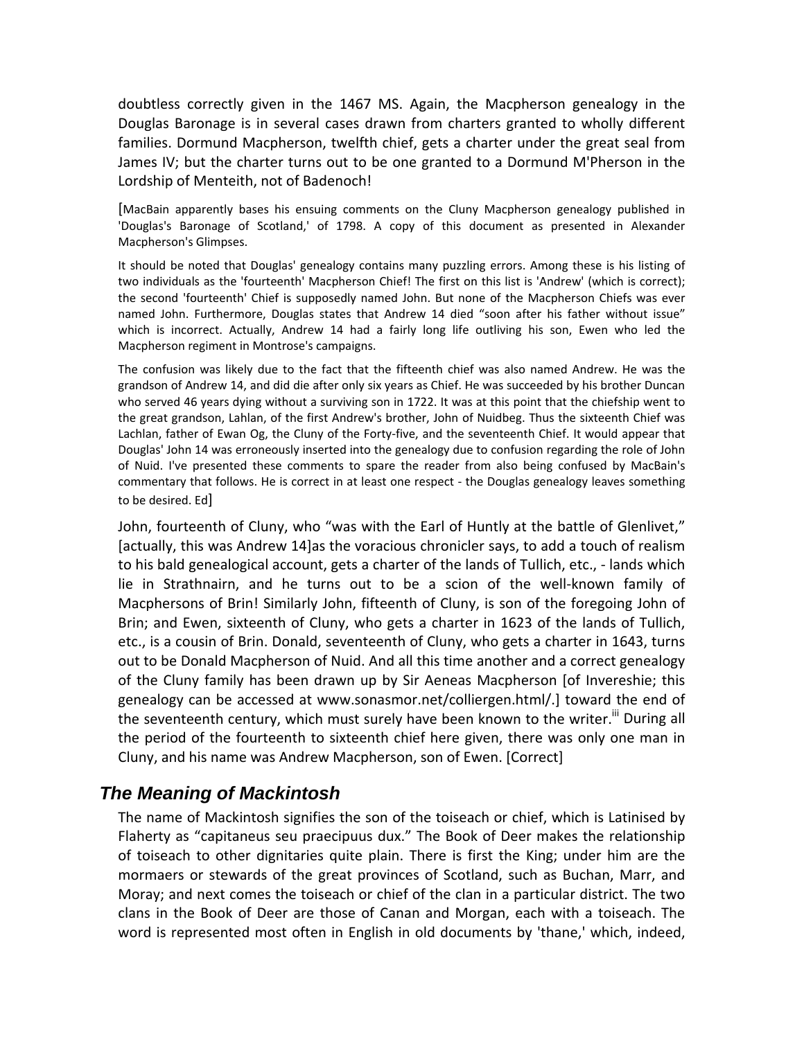doubtless correctly given in the 1467 MS. Again, the Macpherson genealogy in the Douglas Baronage is in several cases drawn from charters granted to wholly different families. Dormund Macpherson, twelfth chief, gets a charter under the great seal from James IV; but the charter turns out to be one granted to a Dormund M'Pherson in the Lordship of Menteith, not of Badenoch!

[MacBain apparently bases his ensuing comments on the Cluny Macpherson genealogy published in 'Douglas's Baronage of Scotland,' of 1798. A copy of this document as presented in Alexander Macpherson's Glimpses.

It should be noted that Douglas' genealogy contains many puzzling errors. Among these is his listing of two individuals as the 'fourteenth' Macpherson Chief! The first on this list is 'Andrew' (which is correct); the second 'fourteenth' Chief is supposedly named John. But none of the Macpherson Chiefs was ever named John. Furthermore, Douglas states that Andrew 14 died "soon after his father without issue" which is incorrect. Actually, Andrew 14 had a fairly long life outliving his son, Ewen who led the Macpherson regiment in Montrose's campaigns.

The confusion was likely due to the fact that the fifteenth chief was also named Andrew. He was the grandson of Andrew 14, and did die after only six years as Chief. He was succeeded by his brother Duncan who served 46 years dying without a surviving son in 1722. It was at this point that the chiefship went to the great grandson, Lahlan, of the first Andrew's brother, John of Nuidbeg. Thus the sixteenth Chief was Lachlan, father of Ewan Og, the Cluny of the Forty-five, and the seventeenth Chief. It would appear that Douglas' John 14 was erroneously inserted into the genealogy due to confusion regarding the role of John of Nuid. I've presented these comments to spare the reader from also being confused by MacBain's commentary that follows. He is correct in at least one respect - the Douglas genealogy leaves something to be desired. Ed]

John, fourteenth of Cluny, who "was with the Earl of Huntly at the battle of Glenlivet," [actually, this was Andrew 14]as the voracious chronicler says, to add a touch of realism to his bald genealogical account, gets a charter of the lands of Tullich, etc., - lands which lie in Strathnairn, and he turns out to be a scion of the well-known family of Macphersons of Brin! Similarly John, fifteenth of Cluny, is son of the foregoing John of Brin; and Ewen, sixteenth of Cluny, who gets a charter in 1623 of the lands of Tullich, etc., is a cousin of Brin. Donald, seventeenth of Cluny, who gets a charter in 1643, turns out to be Donald Macpherson of Nuid. And all this time another and a correct genealogy of the Cluny family has been drawn up by Sir Aeneas Macpherson [of Invereshie; this genealogy can be accessed at www.sonasmor.net/colliergen.html/.] toward the end of the seventeenth century, which must surely have been known to the writer.[iii] During all the period of the fourteenth to sixteenth chief here given, there was only one man in Cluny, and his name was Andrew Macpherson, son of Ewen. [Correct]

## The Meaning of Mackintosh

The name of Mackintosh signifies the son of the toiseach or chief, which is Latinised by Flaherty as "capitaneus seu praecipuus dux." The Book of Deer makes the relationship of toiseach to other dignitaries quite plain. There is first the King; under him are the mormaers or stewards of the great provinces of Scotland, such as Buchan, Marr, and Moray; and next comes the toiseach or chief of the clan in a particular district. The two clans in the Book of Deer are those of Canan and Morgan, each with a toiseach. The word is represented most often in English in old documents by 'thane,' which, indeed,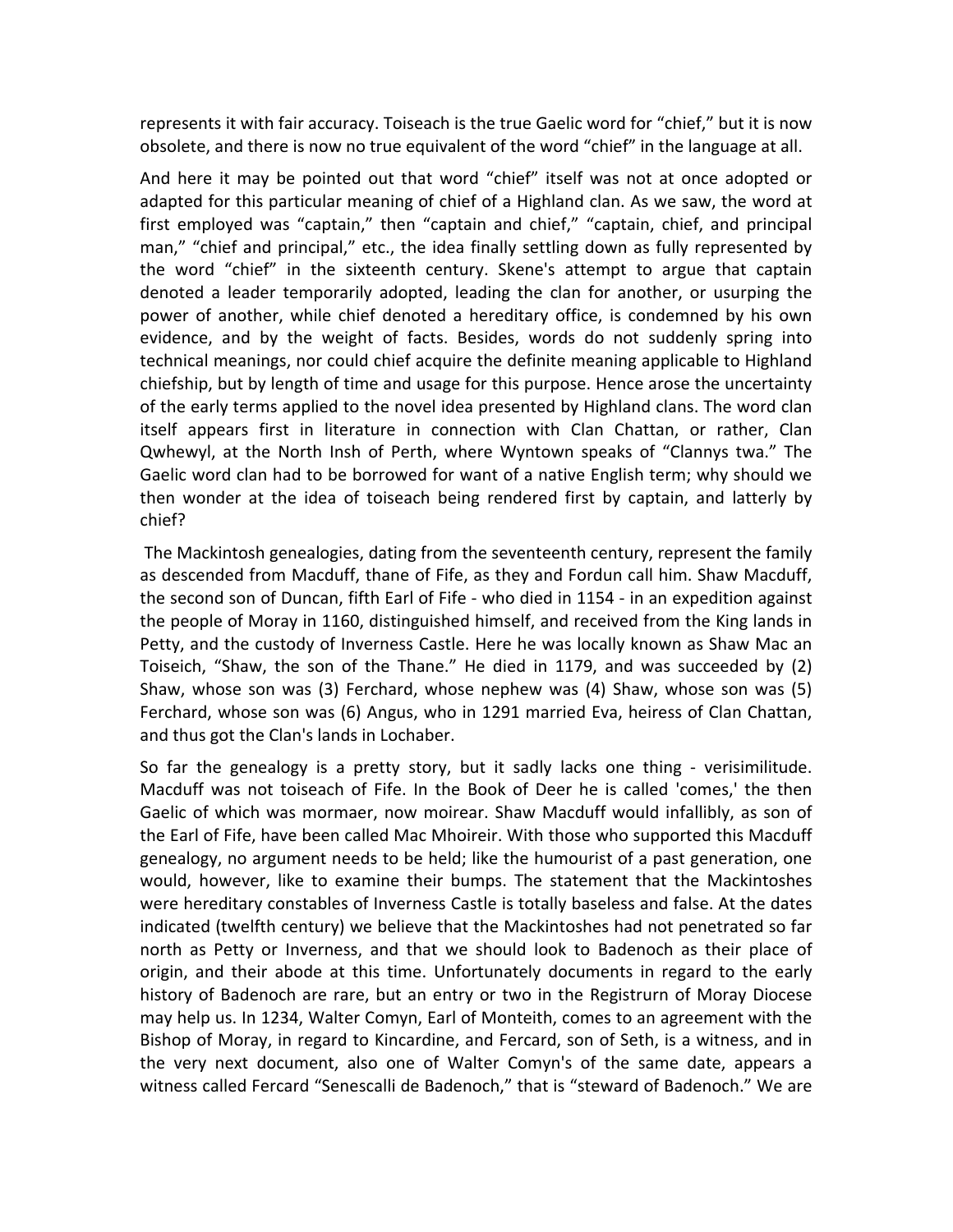represents it with fair accuracy. Toiseach is the true Gaelic word for "chief," but it is now obsolete, and there is now no true equivalent of the word "chief" in the language at all.

And here it may be pointed out that word "chief" itself was not at once adopted or adapted for this particular meaning of chief of a Highland clan. As we saw, the word at first employed was "captain," then "captain and chief," "captain, chief, and principal man," "chief and principal," etc., the idea finally settling down as fully represented by the word "chief" in the sixteenth century. Skene's attempt to argue that captain denoted a leader temporarily adopted, leading the clan for another, or usurping the power of another, while chief denoted a hereditary office, is condemned by his own evidence, and by the weight of facts. Besides, words do not suddenly spring into technical meanings, nor could chief acquire the definite meaning applicable to Highland chiefship, but by length of time and usage for this purpose. Hence arose the uncertainty of the early terms applied to the novel idea presented by Highland clans. The word clan itself appears first in literature in connection with Clan Chattan, or rather, Clan Qwhewyl, at the North Insh of Perth, where Wyntown speaks of "Clannys twa." The Gaelic word clan had to be borrowed for want of a native English term; why should we then wonder at the idea of toiseach being rendered first by captain, and latterly by chief?

The Mackintosh genealogies, dating from the seventeenth century, represent the family as descended from Macduff, thane of Fife, as they and Fordun call him. Shaw Macduff, the second son of Duncan, fifth Earl of Fife - who died in 1154 - in an expedition against the people of Moray in 1160, distinguished himself, and received from the King lands in Petty, and the custody of Inverness Castle. Here he was locally known as Shaw Mac an Toiseich, "Shaw, the son of the Thane." He died in 1179, and was succeeded by (2) Shaw, whose son was (3) Ferchard, whose nephew was (4) Shaw, whose son was (5) Ferchard, whose son was (6) Angus, who in 1291 married Eva, heiress of Clan Chattan, and thus got the Clan's lands in Lochaber.

So far the genealogy is a pretty story, but it sadly lacks one thing - verisimilitude. Macduff was not toiseach of Fife. In the Book of Deer he is called 'comes,' the then Gaelic of which was mormaer, now moirear. Shaw Macduff would infallibly, as son of the Earl of Fife, have been called Mac Mhoireir. With those who supported this Macduff genealogy, no argument needs to be held; like the humourist of a past generation, one would, however, like to examine their bumps. The statement that the Mackintoshes were hereditary constables of Inverness Castle is totally baseless and false. At the dates indicated (twelfth century) we believe that the Mackintoshes had not penetrated so far north as Petty or Inverness, and that we should look to Badenoch as their place of origin, and their abode at this time. Unfortunately documents in regard to the early history of Badenoch are rare, but an entry or two in the Registrurn of Moray Diocese may help us. In 1234, Walter Comyn, Earl of Monteith, comes to an agreement with the Bishop of Moray, in regard to Kincardine, and Fercard, son of Seth, is a witness, and in the very next document, also one of Walter Comyn's of the same date, appears a witness called Fercard "Senescalli de Badenoch," that is "steward of Badenoch." We are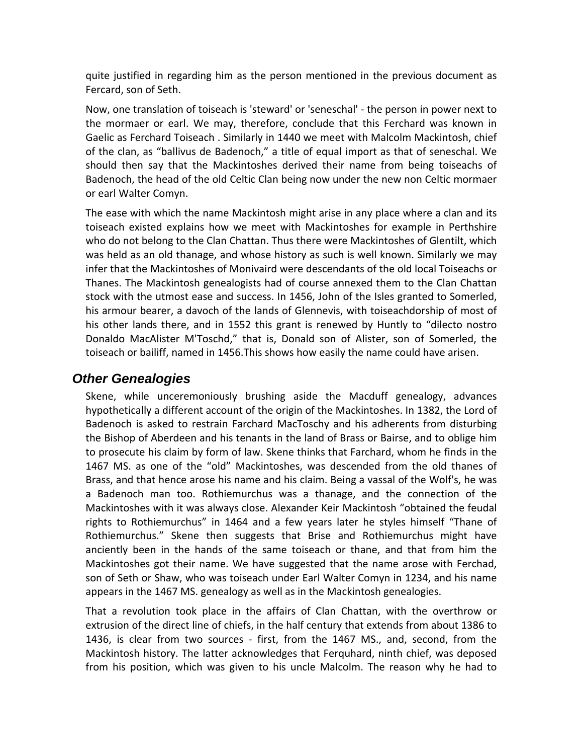quite justified in regarding him as the person mentioned in the previous document as Fercard, son of Seth.

Now, one translation of toiseach is 'steward' or 'seneschal' - the person in power next to the mormaer or earl. We may, therefore, conclude that this Ferchard was known in Gaelic as Ferchard Toiseach . Similarly in 1440 we meet with Malcolm Mackintosh, chief of the clan, as "ballivus de Badenoch," a title of equal import as that of seneschal. We should then say that the Mackintoshes derived their name from being toiseachs of Badenoch, the head of the old Celtic Clan being now under the new non Celtic mormaer or earl Walter Comyn.

The ease with which the name Mackintosh might arise in any place where a clan and its toiseach existed explains how we meet with Mackintoshes for example in Perthshire who do not belong to the Clan Chattan. Thus there were Mackintoshes of Glentilt, which was held as an old thanage, and whose history as such is well known. Similarly we may infer that the Mackintoshes of Monivaird were descendants of the old local Toiseachs or Thanes. The Mackintosh genealogists had of course annexed them to the Clan Chattan stock with the utmost ease and success. In 1456, John of the Isles granted to Somerled, his armour bearer, a davoch of the lands of Glennevis, with toiseachdorship of most of his other lands there, and in 1552 this grant is renewed by Huntly to "dilecto nostro Donaldo MacAlister M'Toschd," that is, Donald son of Alister, son of Somerled, the toiseach or bailiff, named in 1456.This shows how easily the name could have arisen.

## Other Genealogies

Skene, while unceremoniously brushing aside the Macduff genealogy, advances hypothetically a different account of the origin of the Mackintoshes. In 1382, the Lord of Badenoch is asked to restrain Farchard MacToschy and his adherents from disturbing the Bishop of Aberdeen and his tenants in the land of Brass or Bairse, and to oblige him to prosecute his claim by form of law. Skene thinks that Farchard, whom he finds in the 1467 MS. as one of the "old" Mackintoshes, was descended from the old thanes of Brass, and that hence arose his name and his claim. Being a vassal of the Wolf's, he was a Badenoch man too. Rothiemurchus was a thanage, and the connection of the Mackintoshes with it was always close. Alexander Keir Mackintosh "obtained the feudal rights to Rothiemurchus" in 1464 and a few years later he styles himself "Thane of Rothiemurchus." Skene then suggests that Brise and Rothiemurchus might have anciently been in the hands of the same toiseach or thane, and that from him the Mackintoshes got their name. We have suggested that the name arose with Ferchad, son of Seth or Shaw, who was toiseach under Earl Walter Comyn in 1234, and his name appears in the 1467 MS. genealogy as well as in the Mackintosh genealogies.

That a revolution took place in the affairs of Clan Chattan, with the overthrow or extrusion of the direct line of chiefs, in the half century that extends from about 1386 to 1436, is clear from two sources - first, from the 1467 MS., and, second, from the Mackintosh history. The latter acknowledges that Ferquhard, ninth chief, was deposed from his position, which was given to his uncle Malcolm. The reason why he had to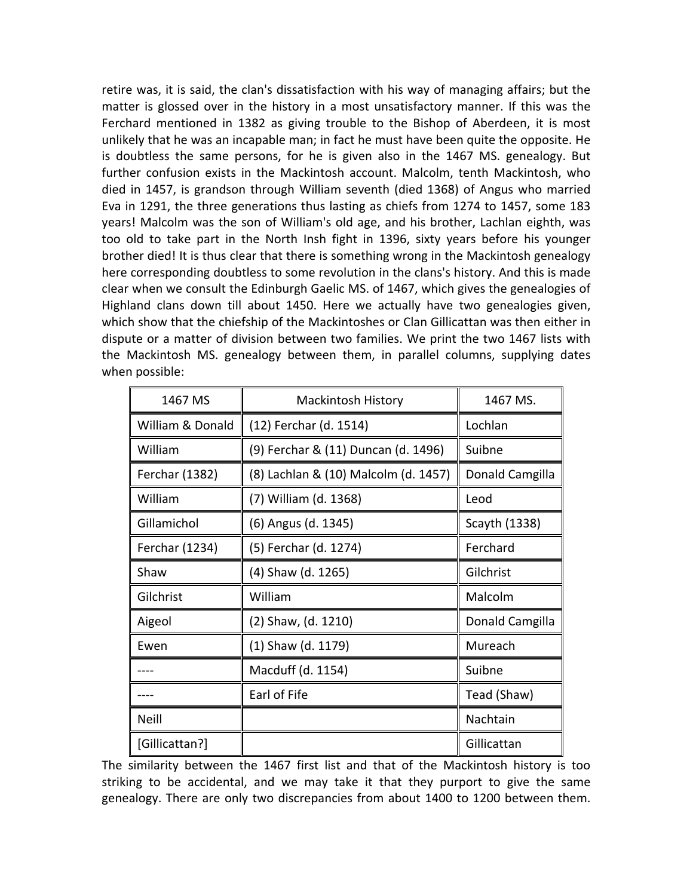retire was, it is said, the clan's dissatisfaction with his way of managing affairs; but the matter is glossed over in the history in a most unsatisfactory manner. If this was the Ferchard mentioned in 1382 as giving trouble to the Bishop of Aberdeen, it is most unlikely that he was an incapable man; in fact he must have been quite the opposite. He is doubtless the same persons, for he is given also in the 1467 MS. genealogy. But further confusion exists in the Mackintosh account. Malcolm, tenth Mackintosh, who died in 1457, is grandson through William seventh (died 1368) of Angus who married Eva in 1291, the three generations thus lasting as chiefs from 1274 to 1457, some 183 years! Malcolm was the son of William's old age, and his brother, Lachlan eighth, was too old to take part in the North Insh fight in 1396, sixty years before his younger brother died! It is thus clear that there is something wrong in the Mackintosh genealogy here corresponding doubtless to some revolution in the clans's history. And this is made clear when we consult the Edinburgh Gaelic MS. of 1467, which gives the genealogies of Highland clans down till about 1450. Here we actually have two genealogies given, which show that the chiefship of the Mackintoshes or Clan Gillicattan was then either in dispute or a matter of division between two families. We print the two 1467 lists with the Mackintosh MS. genealogy between them, in parallel columns, supplying dates when possible:

| 1467 MS | Mackintosh History | 1467 MS. |
|---|---|---|
| William & Donald | (12) Ferchar (d. 1514) | Lochlan |
| William | (9) Ferchar & (11) Duncan (d. 1496) | Suibne |
| Ferchar (1382) | (8) Lachlan & (10) Malcolm (d. 1457) | Donald Camgilla |
| William | (7) William (d. 1368) | Leod |
| Gillamichol | (6) Angus (d. 1345) | Scayth (1338) |
| Ferchar (1234) | (5) Ferchar (d. 1274) | Ferchard |
| Shaw | (4) Shaw (d. 1265) | Gilchrist |
| Gilchrist | William | Malcolm |
| Aigeol | (2) Shaw, (d. 1210) | Donald Camgilla |
| Ewen | (1) Shaw (d. 1179) | Mureach |
| ---- | Macduff (d. 1154) | Suibne |
| ---- | Earl of Fife | Tead (Shaw) |
| Neill | | Nachtain |
| [Gillicattan?] | | Gillicattan |

The similarity between the 1467 first list and that of the Mackintosh history is too striking to be accidental, and we may take it that they purport to give the same genealogy. There are only two discrepancies from about 1400 to 1200 between them.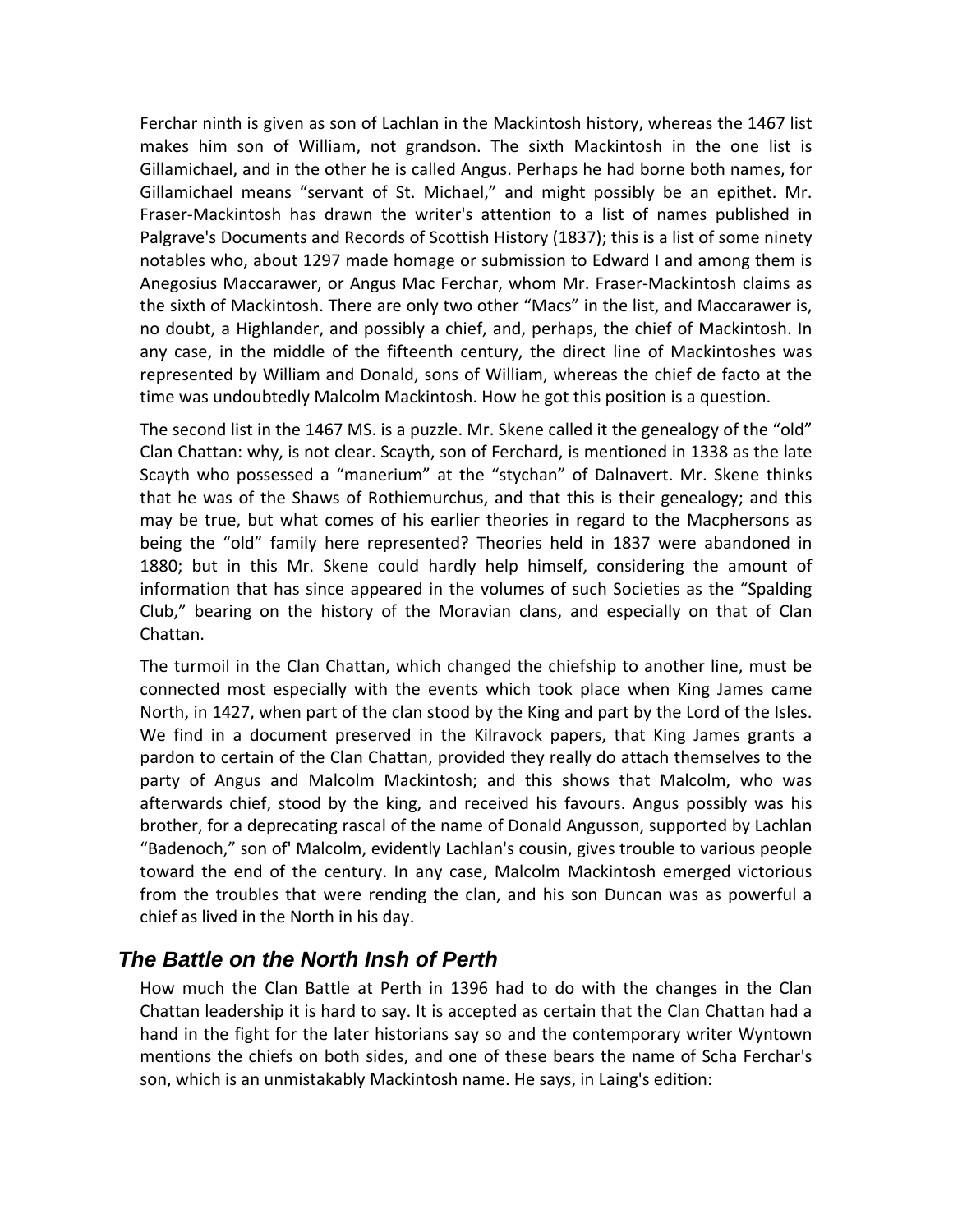Ferchar ninth is given as son of Lachlan in the Mackintosh history, whereas the 1467 list makes him son of William, not grandson. The sixth Mackintosh in the one list is Gillamichael, and in the other he is called Angus. Perhaps he had borne both names, for Gillamichael means "servant of St. Michael," and might possibly be an epithet. Mr. Fraser-Mackintosh has drawn the writer's attention to a list of names published in Palgrave's Documents and Records of Scottish History (1837); this is a list of some ninety notables who, about 1297 made homage or submission to Edward I and among them is Anegosius Maccarawer, or Angus Mac Ferchar, whom Mr. Fraser-Mackintosh claims as the sixth of Mackintosh. There are only two other "Macs" in the list, and Maccarawer is, no doubt, a Highlander, and possibly a chief, and, perhaps, the chief of Mackintosh. In any case, in the middle of the fifteenth century, the direct line of Mackintoshes was represented by William and Donald, sons of William, whereas the chief de facto at the time was undoubtedly Malcolm Mackintosh. How he got this position is a question.

The second list in the 1467 MS. is a puzzle. Mr. Skene called it the genealogy of the "old" Clan Chattan: why, is not clear. Scayth, son of Ferchard, is mentioned in 1338 as the late Scayth who possessed a "manerium" at the "stychan" of Dalnavert. Mr. Skene thinks that he was of the Shaws of Rothiemurchus, and that this is their genealogy; and this may be true, but what comes of his earlier theories in regard to the Macphersons as being the "old" family here represented? Theories held in 1837 were abandoned in 1880; but in this Mr. Skene could hardly help himself, considering the amount of information that has since appeared in the volumes of such Societies as the "Spalding Club," bearing on the history of the Moravian clans, and especially on that of Clan Chattan.

The turmoil in the Clan Chattan, which changed the chiefship to another line, must be connected most especially with the events which took place when King James came North, in 1427, when part of the clan stood by the King and part by the Lord of the Isles. We find in a document preserved in the Kilravock papers, that King James grants a pardon to certain of the Clan Chattan, provided they really do attach themselves to the party of Angus and Malcolm Mackintosh; and this shows that Malcolm, who was afterwards chief, stood by the king, and received his favours. Angus possibly was his brother, for a deprecating rascal of the name of Donald Angusson, supported by Lachlan "Badenoch," son of' Malcolm, evidently Lachlan's cousin, gives trouble to various people toward the end of the century. In any case, Malcolm Mackintosh emerged victorious from the troubles that were rending the clan, and his son Duncan was as powerful a chief as lived in the North in his day.

## The Battle on the North Insh of Perth

How much the Clan Battle at Perth in 1396 had to do with the changes in the Clan Chattan leadership it is hard to say. It is accepted as certain that the Clan Chattan had a hand in the fight for the later historians say so and the contemporary writer Wyntown mentions the chiefs on both sides, and one of these bears the name of Scha Ferchar's son, which is an unmistakably Mackintosh name. He says, in Laing's edition: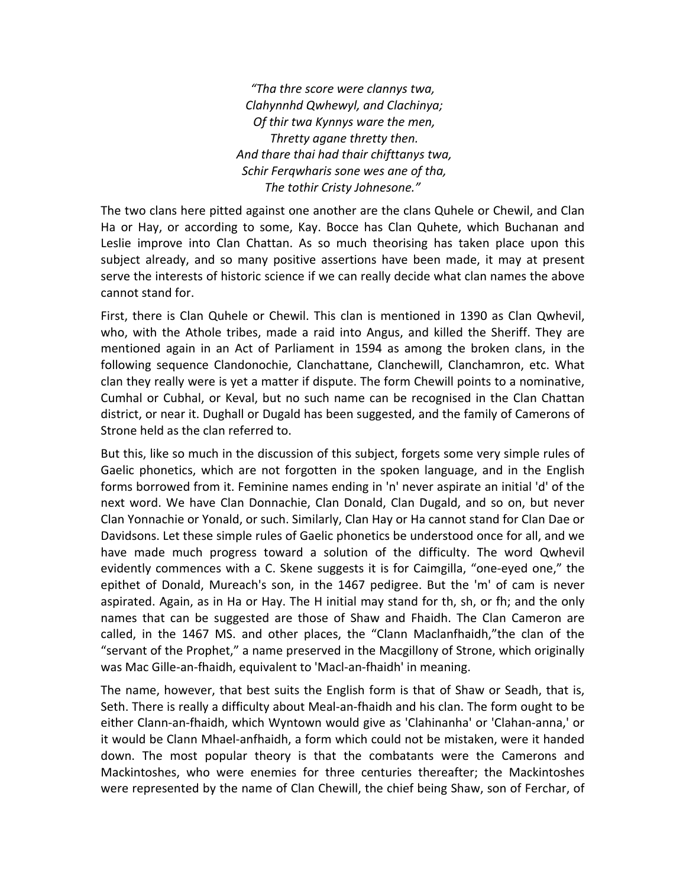*"Tha thre score were clannys twa,*
*Clahynnhd Qwhewyl, and Clachinya;*
*Of thir twa Kynnys ware the men,*
*Thretty agane thretty then.*
*And thare thai had thair chifttanys twa,*
*Schir Ferqwharis sone wes ane of tha,*
*The tothir Cristy Johnesone."*

The two clans here pitted against one another are the clans Quhele or Chewil, and Clan Ha or Hay, or according to some, Kay. Bocce has Clan Quhete, which Buchanan and Leslie improve into Clan Chattan. As so much theorising has taken place upon this subject already, and so many positive assertions have been made, it may at present serve the interests of historic science if we can really decide what clan names the above cannot stand for.

First, there is Clan Quhele or Chewil. This clan is mentioned in 1390 as Clan Qwhevil, who, with the Athole tribes, made a raid into Angus, and killed the Sheriff. They are mentioned again in an Act of Parliament in 1594 as among the broken clans, in the following sequence Clandonochie, Clanchattane, Clanchewill, Clanchamron, etc. What clan they really were is yet a matter if dispute. The form Chewill points to a nominative, Cumhal or Cubhal, or Keval, but no such name can be recognised in the Clan Chattan district, or near it. Dughall or Dugald has been suggested, and the family of Camerons of Strone held as the clan referred to.

But this, like so much in the discussion of this subject, forgets some very simple rules of Gaelic phonetics, which are not forgotten in the spoken language, and in the English forms borrowed from it. Feminine names ending in 'n' never aspirate an initial 'd' of the next word. We have Clan Donnachie, Clan Donald, Clan Dugald, and so on, but never Clan Yonnachie or Yonald, or such. Similarly, Clan Hay or Ha cannot stand for Clan Dae or Davidsons. Let these simple rules of Gaelic phonetics be understood once for all, and we have made much progress toward a solution of the difficulty. The word Qwhevil evidently commences with a C. Skene suggests it is for Caimgilla, "one-eyed one," the epithet of Donald, Mureach's son, in the 1467 pedigree. But the 'm' of cam is never aspirated. Again, as in Ha or Hay. The H initial may stand for th, sh, or fh; and the only names that can be suggested are those of Shaw and Fhaidh. The Clan Cameron are called, in the 1467 MS. and other places, the "Clann Maclanfhaidh,"the clan of the "servant of the Prophet," a name preserved in the Macgillony of Strone, which originally was Mac Gille-an-fhaidh, equivalent to 'Macl-an-fhaidh' in meaning.

The name, however, that best suits the English form is that of Shaw or Seadh, that is, Seth. There is really a difficulty about Meal-an-fhaidh and his clan. The form ought to be either Clann-an-fhaidh, which Wyntown would give as 'Clahinanha' or 'Clahan-anna,' or it would be Clann Mhael-anfhaidh, a form which could not be mistaken, were it handed down. The most popular theory is that the combatants were the Camerons and Mackintoshes, who were enemies for three centuries thereafter; the Mackintoshes were represented by the name of Clan Chewill, the chief being Shaw, son of Ferchar, of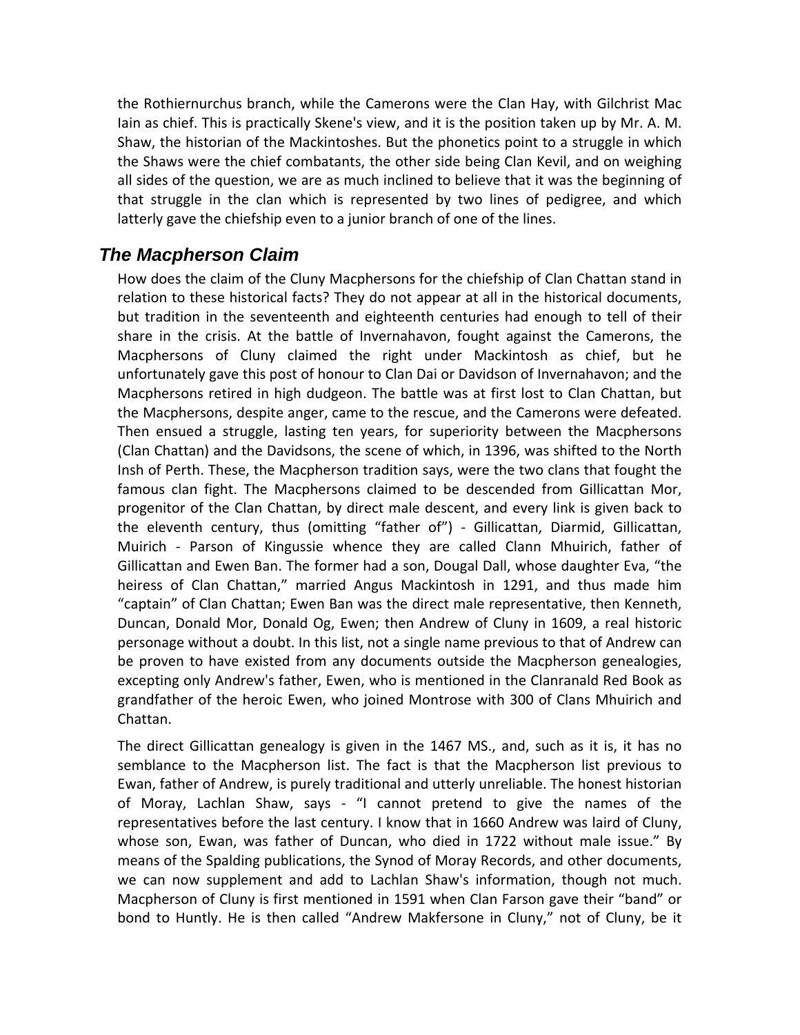the Rothiernurchus branch, while the Camerons were the Clan Hay, with Gilchrist Mac Iain as chief. This is practically Skene's view, and it is the position taken up by Mr. A. M. Shaw, the historian of the Mackintoshes. But the phonetics point to a struggle in which the Shaws were the chief combatants, the other side being Clan Kevil, and on weighing all sides of the question, we are as much inclined to believe that it was the beginning of that struggle in the clan which is represented by two lines of pedigree, and which latterly gave the chiefship even to a junior branch of one of the lines.

## *The Macpherson Claim*

How does the claim of the Cluny Macphersons for the chiefship of Clan Chattan stand in relation to these historical facts? They do not appear at all in the historical documents, but tradition in the seventeenth and eighteenth centuries had enough to tell of their share in the crisis. At the battle of Invernahavon, fought against the Camerons, the Macphersons of Cluny claimed the right under Mackintosh as chief, but he unfortunately gave this post of honour to Clan Dai or Davidson of Invernahavon; and the Macphersons retired in high dudgeon. The battle was at first lost to Clan Chattan, but the Macphersons, despite anger, came to the rescue, and the Camerons were defeated. Then ensued a struggle, lasting ten years, for superiority between the Macphersons (Clan Chattan) and the Davidsons, the scene of which, in 1396, was shifted to the North Insh of Perth. These, the Macpherson tradition says, were the two clans that fought the famous clan fight. The Macphersons claimed to be descended from Gillicattan Mor, progenitor of the Clan Chattan, by direct male descent, and every link is given back to the eleventh century, thus (omitting "father of") - Gillicattan, Diarmid, Gillicattan, Muirich - Parson of Kingussie whence they are called Clann Mhuirich, father of Gillicattan and Ewen Ban. The former had a son, Dougal Dall, whose daughter Eva, "the heiress of Clan Chattan," married Angus Mackintosh in 1291, and thus made him "captain" of Clan Chattan; Ewen Ban was the direct male representative, then Kenneth, Duncan, Donald Mor, Donald Og, Ewen; then Andrew of Cluny in 1609, a real historic personage without a doubt. In this list, not a single name previous to that of Andrew can be proven to have existed from any documents outside the Macpherson genealogies, excepting only Andrew's father, Ewen, who is mentioned in the Clanranald Red Book as grandfather of the heroic Ewen, who joined Montrose with 300 of Clans Mhuirich and Chattan.

The direct Gillicattan genealogy is given in the 1467 MS., and, such as it is, it has no semblance to the Macpherson list. The fact is that the Macpherson list previous to Ewan, father of Andrew, is purely traditional and utterly unreliable. The honest historian of Moray, Lachlan Shaw, says - "I cannot pretend to give the names of the representatives before the last century. I know that in 1660 Andrew was laird of Cluny, whose son, Ewan, was father of Duncan, who died in 1722 without male issue." By means of the Spalding publications, the Synod of Moray Records, and other documents, we can now supplement and add to Lachlan Shaw's information, though not much. Macpherson of Cluny is first mentioned in 1591 when Clan Farson gave their "band" or bond to Huntly. He is then called "Andrew Makfersone in Cluny," not of Cluny, be it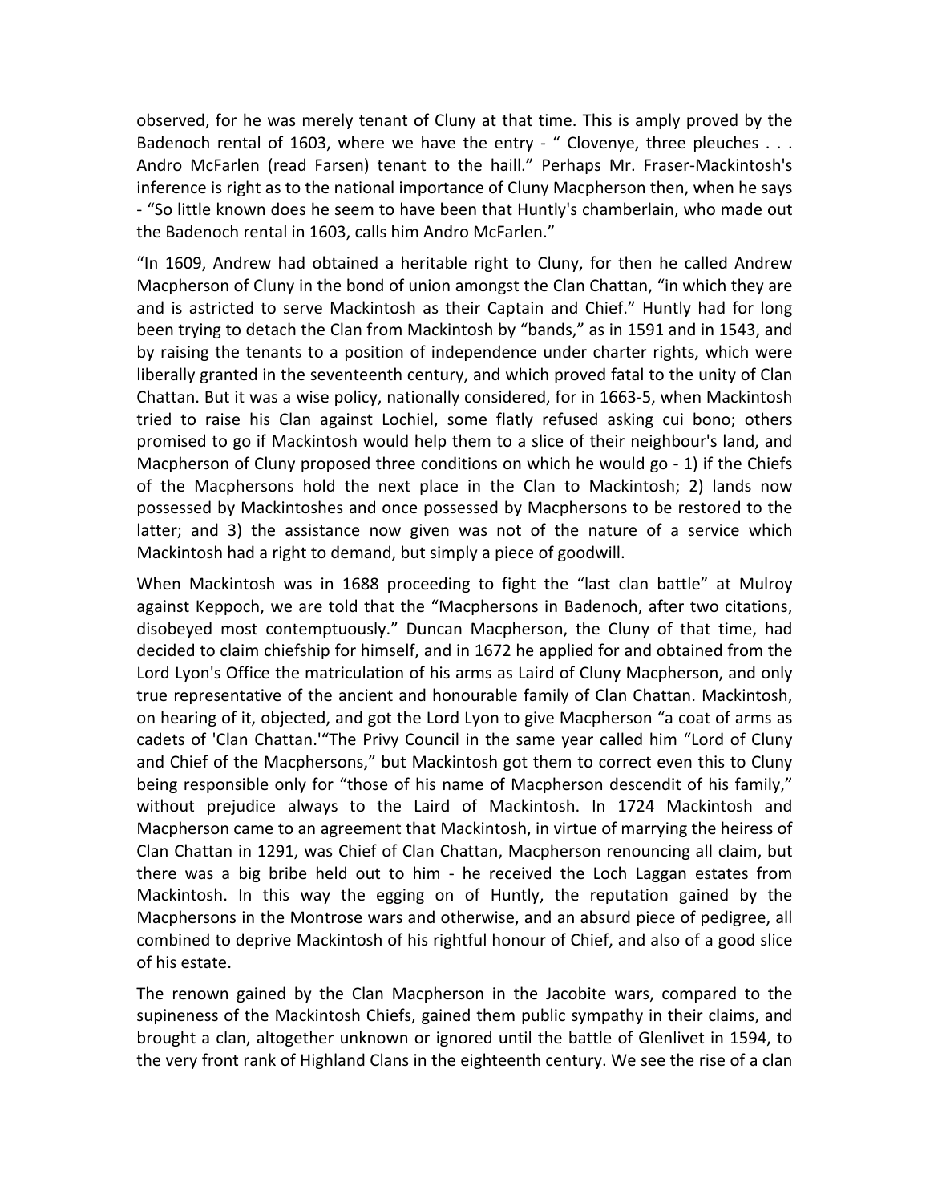observed, for he was merely tenant of Cluny at that time. This is amply proved by the Badenoch rental of 1603, where we have the entry - " Clovenye, three pleuches . . . Andro McFarlen (read Farsen) tenant to the haill." Perhaps Mr. Fraser-Mackintosh's inference is right as to the national importance of Cluny Macpherson then, when he says - "So little known does he seem to have been that Huntly's chamberlain, who made out the Badenoch rental in 1603, calls him Andro McFarlen."

"In 1609, Andrew had obtained a heritable right to Cluny, for then he called Andrew Macpherson of Cluny in the bond of union amongst the Clan Chattan, "in which they are and is astricted to serve Mackintosh as their Captain and Chief." Huntly had for long been trying to detach the Clan from Mackintosh by "bands," as in 1591 and in 1543, and by raising the tenants to a position of independence under charter rights, which were liberally granted in the seventeenth century, and which proved fatal to the unity of Clan Chattan. But it was a wise policy, nationally considered, for in 1663-5, when Mackintosh tried to raise his Clan against Lochiel, some flatly refused asking cui bono; others promised to go if Mackintosh would help them to a slice of their neighbour's land, and Macpherson of Cluny proposed three conditions on which he would go - 1) if the Chiefs of the Macphersons hold the next place in the Clan to Mackintosh; 2) lands now possessed by Mackintoshes and once possessed by Macphersons to be restored to the latter; and 3) the assistance now given was not of the nature of a service which Mackintosh had a right to demand, but simply a piece of goodwill.

When Mackintosh was in 1688 proceeding to fight the "last clan battle" at Mulroy against Keppoch, we are told that the "Macphersons in Badenoch, after two citations, disobeyed most contemptuously." Duncan Macpherson, the Cluny of that time, had decided to claim chiefship for himself, and in 1672 he applied for and obtained from the Lord Lyon's Office the matriculation of his arms as Laird of Cluny Macpherson, and only true representative of the ancient and honourable family of Clan Chattan. Mackintosh, on hearing of it, objected, and got the Lord Lyon to give Macpherson "a coat of arms as cadets of 'Clan Chattan.'"The Privy Council in the same year called him "Lord of Cluny and Chief of the Macphersons," but Mackintosh got them to correct even this to Cluny being responsible only for "those of his name of Macpherson descendit of his family," without prejudice always to the Laird of Mackintosh. In 1724 Mackintosh and Macpherson came to an agreement that Mackintosh, in virtue of marrying the heiress of Clan Chattan in 1291, was Chief of Clan Chattan, Macpherson renouncing all claim, but there was a big bribe held out to him - he received the Loch Laggan estates from Mackintosh. In this way the egging on of Huntly, the reputation gained by the Macphersons in the Montrose wars and otherwise, and an absurd piece of pedigree, all combined to deprive Mackintosh of his rightful honour of Chief, and also of a good slice of his estate.

The renown gained by the Clan Macpherson in the Jacobite wars, compared to the supineness of the Mackintosh Chiefs, gained them public sympathy in their claims, and brought a clan, altogether unknown or ignored until the battle of Glenlivet in 1594, to the very front rank of Highland Clans in the eighteenth century. We see the rise of a clan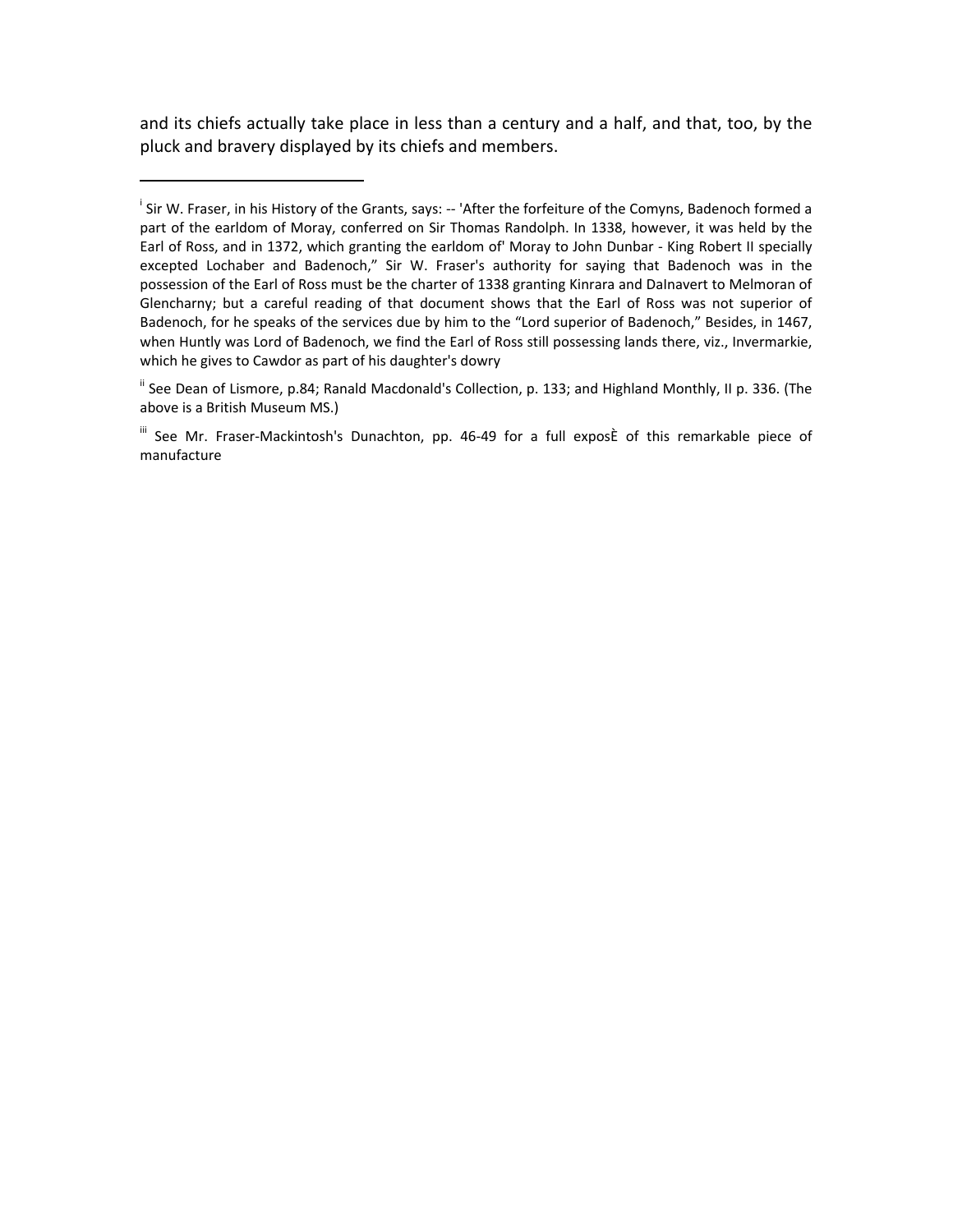and its chiefs actually take place in less than a century and a half, and that, too, by the pluck and bravery displayed by its chiefs and members.

---

[i] Sir W. Fraser, in his History of the Grants, says: -- 'After the forfeiture of the Comyns, Badenoch formed a part of the earldom of Moray, conferred on Sir Thomas Randolph. In 1338, however, it was held by the Earl of Ross, and in 1372, which granting the earldom of' Moray to John Dunbar - King Robert II specially excepted Lochaber and Badenoch," Sir W. Fraser's authority for saying that Badenoch was in the possession of the Earl of Ross must be the charter of 1338 granting Kinrara and DaInavert to Melmoran of Glencharny; but a careful reading of that document shows that the Earl of Ross was not superior of Badenoch, for he speaks of the services due by him to the "Lord superior of Badenoch," Besides, in 1467, when Huntly was Lord of Badenoch, we find the Earl of Ross still possessing lands there, viz., Invermarkie, which he gives to Cawdor as part of his daughter's dowry

[ii] See Dean of Lismore, p.84; Ranald Macdonald's Collection, p. 133; and Highland Monthly, II p. 336. (The above is a British Museum MS.)

[iii] See Mr. Fraser-Mackintosh's Dunachton, pp. 46-49 for a full exposÈ of this remarkable piece of manufacture